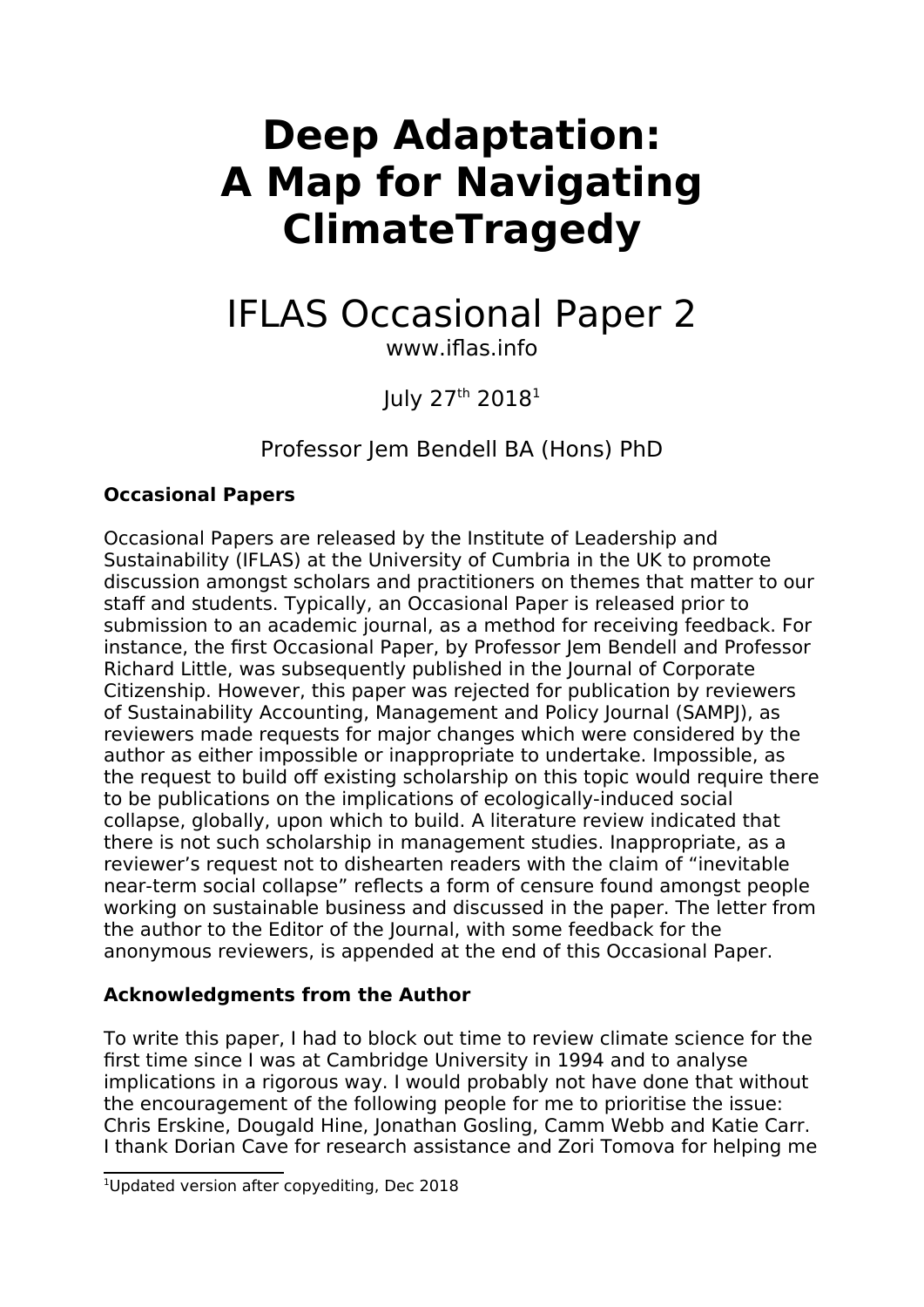# Deep Adaptation: A Map for Navigating ClimateTragedy

## IFLAS Occasional Paper 2

www.iflas.info

July 27th 2018[1]

Professor Jem Bendell BA (Hons) PhD

**Occasional Papers**

Occasional Papers are released by the Institute of Leadership and Sustainability (IFLAS) at the University of Cumbria in the UK to promote discussion amongst scholars and practitioners on themes that matter to our staff and students. Typically, an Occasional Paper is released prior to submission to an academic journal, as a method for receiving feedback. For instance, the first Occasional Paper, by Professor Jem Bendell and Professor Richard Little, was subsequently published in the Journal of Corporate Citizenship. However, this paper was rejected for publication by reviewers of Sustainability Accounting, Management and Policy Journal (SAMPJ), as reviewers made requests for major changes which were considered by the author as either impossible or inappropriate to undertake. Impossible, as the request to build off existing scholarship on this topic would require there to be publications on the implications of ecologically-induced social collapse, globally, upon which to build. A literature review indicated that there is not such scholarship in management studies. Inappropriate, as a reviewer's request not to dishearten readers with the claim of "inevitable near-term social collapse" reflects a form of censure found amongst people working on sustainable business and discussed in the paper. The letter from the author to the Editor of the Journal, with some feedback for the anonymous reviewers, is appended at the end of this Occasional Paper.

**Acknowledgments from the Author**

To write this paper, I had to block out time to review climate science for the first time since I was at Cambridge University in 1994 and to analyse implications in a rigorous way. I would probably not have done that without the encouragement of the following people for me to prioritise the issue: Chris Erskine, Dougald Hine, Jonathan Gosling, Camm Webb and Katie Carr. I thank Dorian Cave for research assistance and Zori Tomova for helping me

[1] Updated version after copyediting, Dec 2018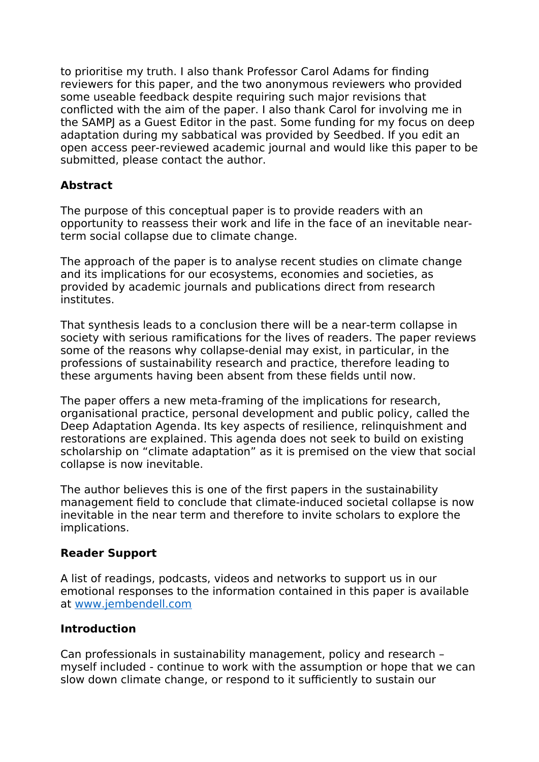to prioritise my truth. I also thank Professor Carol Adams for finding reviewers for this paper, and the two anonymous reviewers who provided some useable feedback despite requiring such major revisions that conflicted with the aim of the paper. I also thank Carol for involving me in the SAMPJ as a Guest Editor in the past. Some funding for my focus on deep adaptation during my sabbatical was provided by Seedbed. If you edit an open access peer-reviewed academic journal and would like this paper to be submitted, please contact the author.

**Abstract**

The purpose of this conceptual paper is to provide readers with an opportunity to reassess their work and life in the face of an inevitable near-term social collapse due to climate change.

The approach of the paper is to analyse recent studies on climate change and its implications for our ecosystems, economies and societies, as provided by academic journals and publications direct from research institutes.

That synthesis leads to a conclusion there will be a near-term collapse in society with serious ramifications for the lives of readers. The paper reviews some of the reasons why collapse-denial may exist, in particular, in the professions of sustainability research and practice, therefore leading to these arguments having been absent from these fields until now.

The paper offers a new meta-framing of the implications for research, organisational practice, personal development and public policy, called the Deep Adaptation Agenda. Its key aspects of resilience, relinquishment and restorations are explained. This agenda does not seek to build on existing scholarship on "climate adaptation" as it is premised on the view that social collapse is now inevitable.

The author believes this is one of the first papers in the sustainability management field to conclude that climate-induced societal collapse is now inevitable in the near term and therefore to invite scholars to explore the implications.

**Reader Support**

A list of readings, podcasts, videos and networks to support us in our emotional responses to the information contained in this paper is available at [www.jembendell.com](http://www.jembendell.com)

**Introduction**

Can professionals in sustainability management, policy and research – myself included - continue to work with the assumption or hope that we can slow down climate change, or respond to it sufficiently to sustain our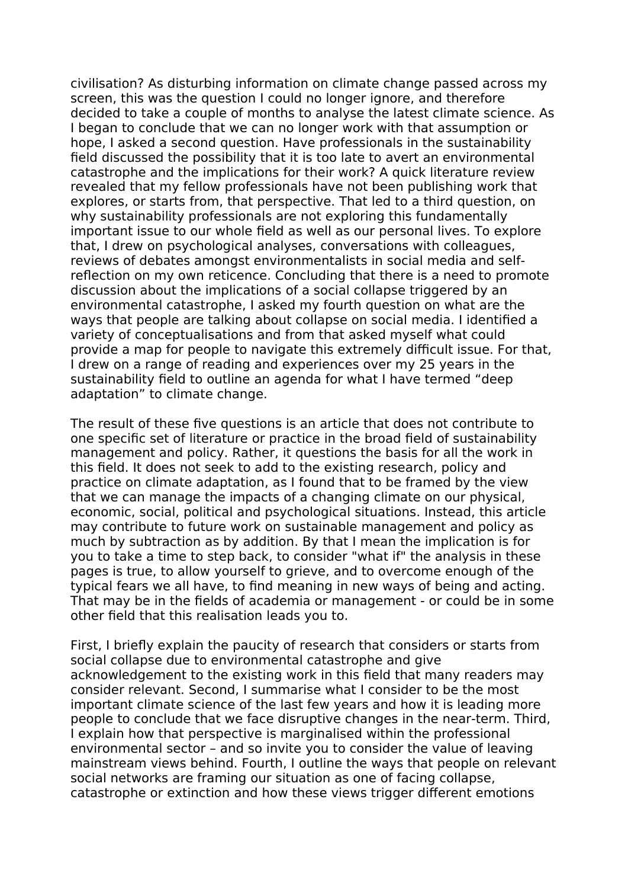civilisation? As disturbing information on climate change passed across my screen, this was the question I could no longer ignore, and therefore decided to take a couple of months to analyse the latest climate science. As I began to conclude that we can no longer work with that assumption or hope, I asked a second question. Have professionals in the sustainability field discussed the possibility that it is too late to avert an environmental catastrophe and the implications for their work? A quick literature review revealed that my fellow professionals have not been publishing work that explores, or starts from, that perspective. That led to a third question, on why sustainability professionals are not exploring this fundamentally important issue to our whole field as well as our personal lives. To explore that, I drew on psychological analyses, conversations with colleagues, reviews of debates amongst environmentalists in social media and self-reflection on my own reticence. Concluding that there is a need to promote discussion about the implications of a social collapse triggered by an environmental catastrophe, I asked my fourth question on what are the ways that people are talking about collapse on social media. I identified a variety of conceptualisations and from that asked myself what could provide a map for people to navigate this extremely difficult issue. For that, I drew on a range of reading and experiences over my 25 years in the sustainability field to outline an agenda for what I have termed “deep adaptation” to climate change.

The result of these five questions is an article that does not contribute to one specific set of literature or practice in the broad field of sustainability management and policy. Rather, it questions the basis for all the work in this field. It does not seek to add to the existing research, policy and practice on climate adaptation, as I found that to be framed by the view that we can manage the impacts of a changing climate on our physical, economic, social, political and psychological situations. Instead, this article may contribute to future work on sustainable management and policy as much by subtraction as by addition. By that I mean the implication is for you to take a time to step back, to consider "what if" the analysis in these pages is true, to allow yourself to grieve, and to overcome enough of the typical fears we all have, to find meaning in new ways of being and acting. That may be in the fields of academia or management - or could be in some other field that this realisation leads you to.

First, I briefly explain the paucity of research that considers or starts from social collapse due to environmental catastrophe and give acknowledgement to the existing work in this field that many readers may consider relevant. Second, I summarise what I consider to be the most important climate science of the last few years and how it is leading more people to conclude that we face disruptive changes in the near-term. Third, I explain how that perspective is marginalised within the professional environmental sector – and so invite you to consider the value of leaving mainstream views behind. Fourth, I outline the ways that people on relevant social networks are framing our situation as one of facing collapse, catastrophe or extinction and how these views trigger different emotions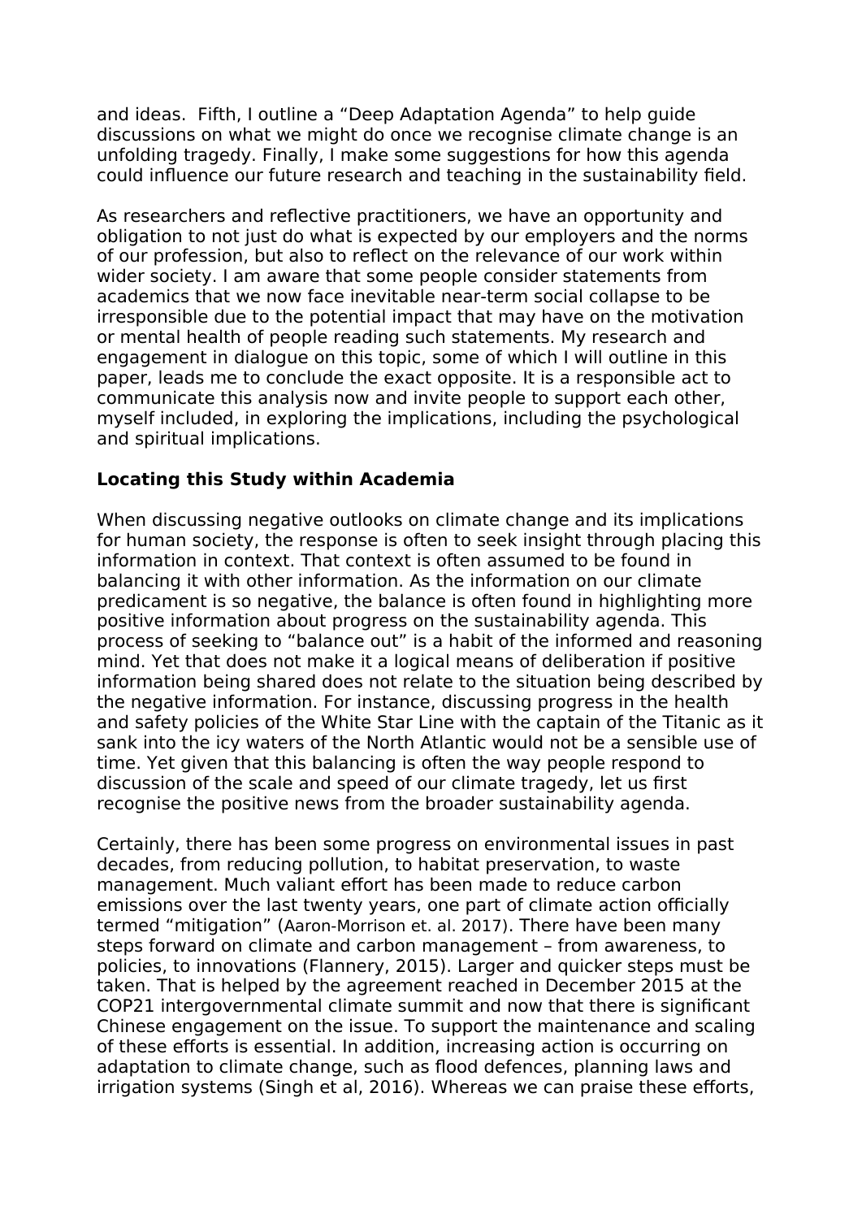and ideas. Fifth, I outline a “Deep Adaptation Agenda” to help guide discussions on what we might do once we recognise climate change is an unfolding tragedy. Finally, I make some suggestions for how this agenda could influence our future research and teaching in the sustainability field.

As researchers and reflective practitioners, we have an opportunity and obligation to not just do what is expected by our employers and the norms of our profession, but also to reflect on the relevance of our work within wider society. I am aware that some people consider statements from academics that we now face inevitable near-term social collapse to be irresponsible due to the potential impact that may have on the motivation or mental health of people reading such statements. My research and engagement in dialogue on this topic, some of which I will outline in this paper, leads me to conclude the exact opposite. It is a responsible act to communicate this analysis now and invite people to support each other, myself included, in exploring the implications, including the psychological and spiritual implications.

## Locating this Study within Academia

When discussing negative outlooks on climate change and its implications for human society, the response is often to seek insight through placing this information in context. That context is often assumed to be found in balancing it with other information. As the information on our climate predicament is so negative, the balance is often found in highlighting more positive information about progress on the sustainability agenda. This process of seeking to “balance out” is a habit of the informed and reasoning mind. Yet that does not make it a logical means of deliberation if positive information being shared does not relate to the situation being described by the negative information. For instance, discussing progress in the health and safety policies of the White Star Line with the captain of the Titanic as it sank into the icy waters of the North Atlantic would not be a sensible use of time. Yet given that this balancing is often the way people respond to discussion of the scale and speed of our climate tragedy, let us first recognise the positive news from the broader sustainability agenda.

Certainly, there has been some progress on environmental issues in past decades, from reducing pollution, to habitat preservation, to waste management. Much valiant effort has been made to reduce carbon emissions over the last twenty years, one part of climate action officially termed “mitigation” (Aaron-Morrison et. al. 2017). There have been many steps forward on climate and carbon management – from awareness, to policies, to innovations (Flannery, 2015). Larger and quicker steps must be taken. That is helped by the agreement reached in December 2015 at the COP21 intergovernmental climate summit and now that there is significant Chinese engagement on the issue. To support the maintenance and scaling of these efforts is essential. In addition, increasing action is occurring on adaptation to climate change, such as flood defences, planning laws and irrigation systems (Singh et al, 2016). Whereas we can praise these efforts,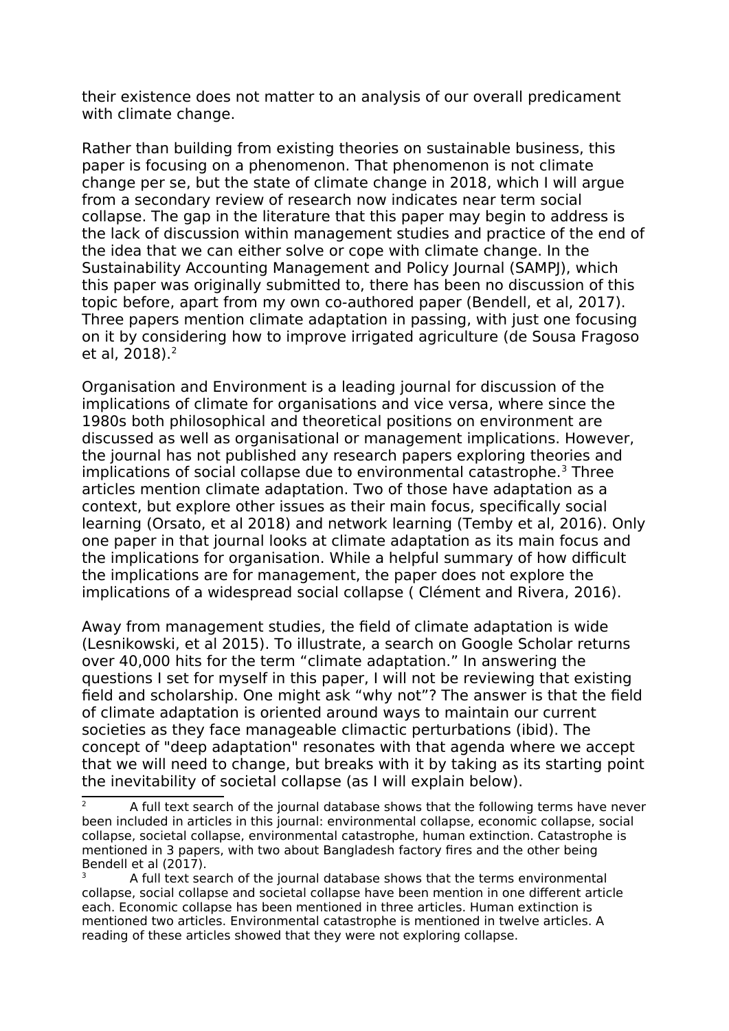their existence does not matter to an analysis of our overall predicament with climate change.

Rather than building from existing theories on sustainable business, this paper is focusing on a phenomenon. That phenomenon is not climate change per se, but the state of climate change in 2018, which I will argue from a secondary review of research now indicates near term social collapse. The gap in the literature that this paper may begin to address is the lack of discussion within management studies and practice of the end of the idea that we can either solve or cope with climate change. In the Sustainability Accounting Management and Policy Journal (SAMPJ), which this paper was originally submitted to, there has been no discussion of this topic before, apart from my own co-authored paper (Bendell, et al, 2017). Three papers mention climate adaptation in passing, with just one focusing on it by considering how to improve irrigated agriculture (de Sousa Fragoso et al, 2018).[2]

Organisation and Environment is a leading journal for discussion of the implications of climate for organisations and vice versa, where since the 1980s both philosophical and theoretical positions on environment are discussed as well as organisational or management implications. However, the journal has not published any research papers exploring theories and implications of social collapse due to environmental catastrophe.[3] Three articles mention climate adaptation. Two of those have adaptation as a context, but explore other issues as their main focus, specifically social learning (Orsato, et al 2018) and network learning (Temby et al, 2016). Only one paper in that journal looks at climate adaptation as its main focus and the implications for organisation. While a helpful summary of how difficult the implications are for management, the paper does not explore the implications of a widespread social collapse ( Clément and Rivera, 2016).

Away from management studies, the field of climate adaptation is wide (Lesnikowski, et al 2015). To illustrate, a search on Google Scholar returns over 40,000 hits for the term "climate adaptation." In answering the questions I set for myself in this paper, I will not be reviewing that existing field and scholarship. One might ask "why not"? The answer is that the field of climate adaptation is oriented around ways to maintain our current societies as they face manageable climactic perturbations (ibid). The concept of "deep adaptation" resonates with that agenda where we accept that we will need to change, but breaks with it by taking as its starting point the inevitability of societal collapse (as I will explain below).

---

[2] A full text search of the journal database shows that the following terms have never been included in articles in this journal: environmental collapse, economic collapse, social collapse, societal collapse, environmental catastrophe, human extinction. Catastrophe is mentioned in 3 papers, with two about Bangladesh factory fires and the other being Bendell et al (2017).

[3] A full text search of the journal database shows that the terms environmental collapse, social collapse and societal collapse have been mention in one different article each. Economic collapse has been mentioned in three articles. Human extinction is mentioned two articles. Environmental catastrophe is mentioned in twelve articles. A reading of these articles showed that they were not exploring collapse.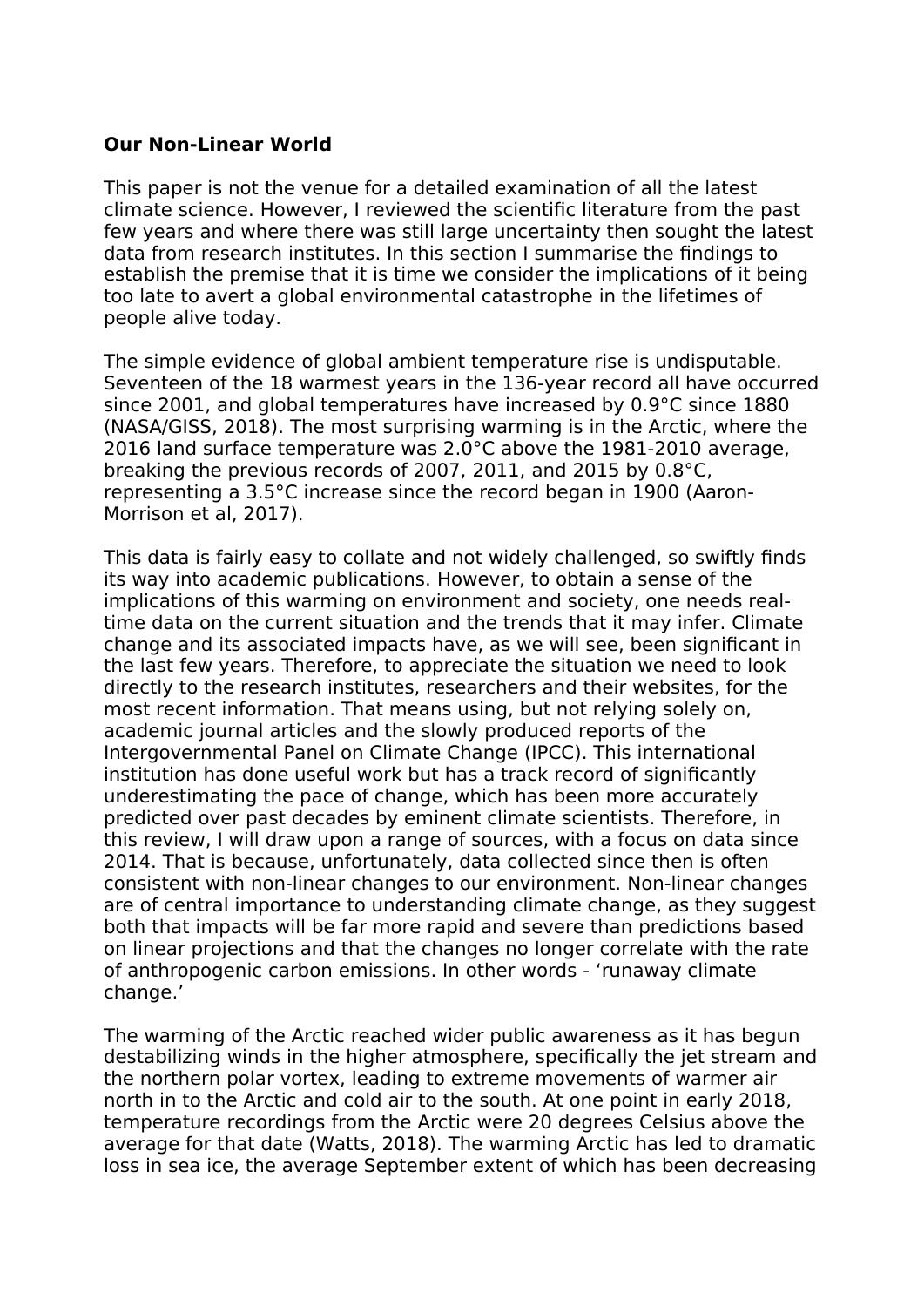**Our Non-Linear World**

This paper is not the venue for a detailed examination of all the latest climate science. However, I reviewed the scientific literature from the past few years and where there was still large uncertainty then sought the latest data from research institutes. In this section I summarise the findings to establish the premise that it is time we consider the implications of it being too late to avert a global environmental catastrophe in the lifetimes of people alive today.

The simple evidence of global ambient temperature rise is undisputable. Seventeen of the 18 warmest years in the 136-year record all have occurred since 2001, and global temperatures have increased by 0.9°C since 1880 (NASA/GISS, 2018). The most surprising warming is in the Arctic, where the 2016 land surface temperature was 2.0°C above the 1981-2010 average, breaking the previous records of 2007, 2011, and 2015 by 0.8°C, representing a 3.5°C increase since the record began in 1900 (Aaron-Morrison et al, 2017).

This data is fairly easy to collate and not widely challenged, so swiftly finds its way into academic publications. However, to obtain a sense of the implications of this warming on environment and society, one needs real-time data on the current situation and the trends that it may infer. Climate change and its associated impacts have, as we will see, been significant in the last few years. Therefore, to appreciate the situation we need to look directly to the research institutes, researchers and their websites, for the most recent information. That means using, but not relying solely on, academic journal articles and the slowly produced reports of the Intergovernmental Panel on Climate Change (IPCC). This international institution has done useful work but has a track record of significantly underestimating the pace of change, which has been more accurately predicted over past decades by eminent climate scientists. Therefore, in this review, I will draw upon a range of sources, with a focus on data since 2014. That is because, unfortunately, data collected since then is often consistent with non-linear changes to our environment. Non-linear changes are of central importance to understanding climate change, as they suggest both that impacts will be far more rapid and severe than predictions based on linear projections and that the changes no longer correlate with the rate of anthropogenic carbon emissions. In other words - 'runaway climate change.'

The warming of the Arctic reached wider public awareness as it has begun destabilizing winds in the higher atmosphere, specifically the jet stream and the northern polar vortex, leading to extreme movements of warmer air north in to the Arctic and cold air to the south. At one point in early 2018, temperature recordings from the Arctic were 20 degrees Celsius above the average for that date (Watts, 2018). The warming Arctic has led to dramatic loss in sea ice, the average September extent of which has been decreasing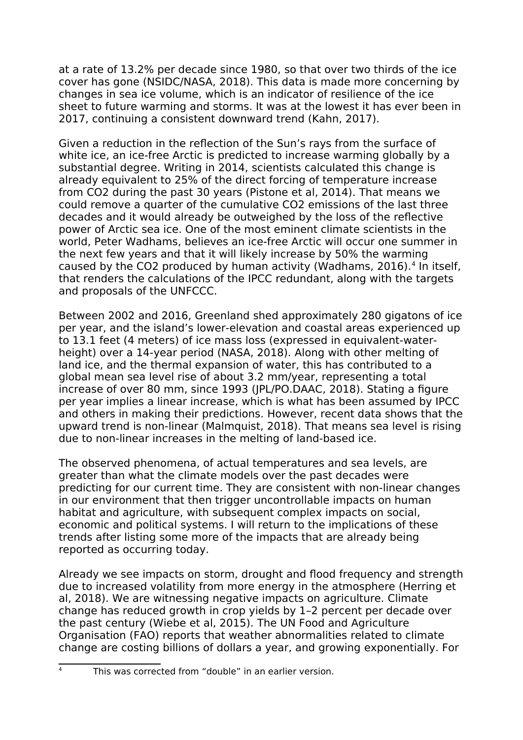at a rate of 13.2% per decade since 1980, so that over two thirds of the ice cover has gone (NSIDC/NASA, 2018). This data is made more concerning by changes in sea ice volume, which is an indicator of resilience of the ice sheet to future warming and storms. It was at the lowest it has ever been in 2017, continuing a consistent downward trend (Kahn, 2017).

Given a reduction in the reflection of the Sun's rays from the surface of white ice, an ice-free Arctic is predicted to increase warming globally by a substantial degree. Writing in 2014, scientists calculated this change is already equivalent to 25% of the direct forcing of temperature increase from $CO_2$ during the past 30 years (Pistone et al, 2014). That means we could remove a quarter of the cumulative $CO_2$ emissions of the last three decades and it would already be outweighed by the loss of the reflective power of Arctic sea ice. One of the most eminent climate scientists in the world, Peter Wadhams, believes an ice-free Arctic will occur one summer in the next few years and that it will likely increase by 50% the warming caused by the $CO_2$ produced by human activity (Wadhams, 2016).[4] In itself, that renders the calculations of the IPCC redundant, along with the targets and proposals of the UNFCCC.

Between 2002 and 2016, Greenland shed approximately 280 gigatons of ice per year, and the island's lower-elevation and coastal areas experienced up to 13.1 feet (4 meters) of ice mass loss (expressed in equivalent-water-height) over a 14-year period (NASA, 2018). Along with other melting of land ice, and the thermal expansion of water, this has contributed to a global mean sea level rise of about 3.2 mm/year, representing a total increase of over 80 mm, since 1993 (JPL/PO.DAAC, 2018). Stating a figure per year implies a linear increase, which is what has been assumed by IPCC and others in making their predictions. However, recent data shows that the upward trend is non-linear (Malmquist, 2018). That means sea level is rising due to non-linear increases in the melting of land-based ice.

The observed phenomena, of actual temperatures and sea levels, are greater than what the climate models over the past decades were predicting for our current time. They are consistent with non-linear changes in our environment that then trigger uncontrollable impacts on human habitat and agriculture, with subsequent complex impacts on social, economic and political systems. I will return to the implications of these trends after listing some more of the impacts that are already being reported as occurring today.

Already we see impacts on storm, drought and flood frequency and strength due to increased volatility from more energy in the atmosphere (Herring et al, 2018). We are witnessing negative impacts on agriculture. Climate change has reduced growth in crop yields by 1–2 percent per decade over the past century (Wiebe et al, 2015). The UN Food and Agriculture Organisation (FAO) reports that weather abnormalities related to climate change are costing billions of dollars a year, and growing exponentially. For

[4] This was corrected from "double" in an earlier version.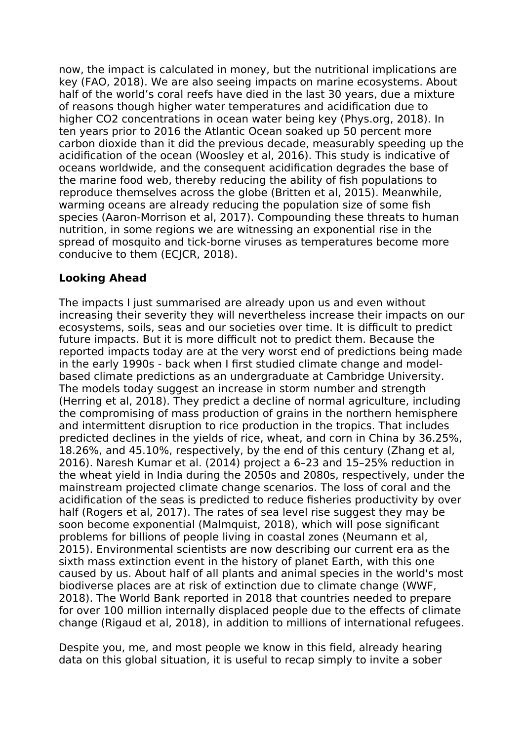now, the impact is calculated in money, but the nutritional implications are key (FAO, 2018). We are also seeing impacts on marine ecosystems. About half of the world's coral reefs have died in the last 30 years, due a mixture of reasons though higher water temperatures and acidification due to higher $CO_2$ concentrations in ocean water being key (Phys.org, 2018). In ten years prior to 2016 the Atlantic Ocean soaked up 50 percent more carbon dioxide than it did the previous decade, measurably speeding up the acidification of the ocean (Woosley et al, 2016). This study is indicative of oceans worldwide, and the consequent acidification degrades the base of the marine food web, thereby reducing the ability of fish populations to reproduce themselves across the globe (Britten et al, 2015). Meanwhile, warming oceans are already reducing the population size of some fish species (Aaron-Morrison et al, 2017). Compounding these threats to human nutrition, in some regions we are witnessing an exponential rise in the spread of mosquito and tick-borne viruses as temperatures become more conducive to them (ECJCR, 2018).

**Looking Ahead**

The impacts I just summarised are already upon us and even without increasing their severity they will nevertheless increase their impacts on our ecosystems, soils, seas and our societies over time. It is difficult to predict future impacts. But it is more difficult not to predict them. Because the reported impacts today are at the very worst end of predictions being made in the early 1990s - back when I first studied climate change and model-based climate predictions as an undergraduate at Cambridge University. The models today suggest an increase in storm number and strength (Herring et al, 2018). They predict a decline of normal agriculture, including the compromising of mass production of grains in the northern hemisphere and intermittent disruption to rice production in the tropics. That includes predicted declines in the yields of rice, wheat, and corn in China by 36.25%, 18.26%, and 45.10%, respectively, by the end of this century (Zhang et al, 2016). Naresh Kumar et al. (2014) project a 6–23 and 15–25% reduction in the wheat yield in India during the 2050s and 2080s, respectively, under the mainstream projected climate change scenarios. The loss of coral and the acidification of the seas is predicted to reduce fisheries productivity by over half (Rogers et al, 2017). The rates of sea level rise suggest they may be soon become exponential (Malmquist, 2018), which will pose significant problems for billions of people living in coastal zones (Neumann et al, 2015). Environmental scientists are now describing our current era as the sixth mass extinction event in the history of planet Earth, with this one caused by us. About half of all plants and animal species in the world's most biodiverse places are at risk of extinction due to climate change (WWF, 2018). The World Bank reported in 2018 that countries needed to prepare for over 100 million internally displaced people due to the effects of climate change (Rigaud et al, 2018), in addition to millions of international refugees.

Despite you, me, and most people we know in this field, already hearing data on this global situation, it is useful to recap simply to invite a sober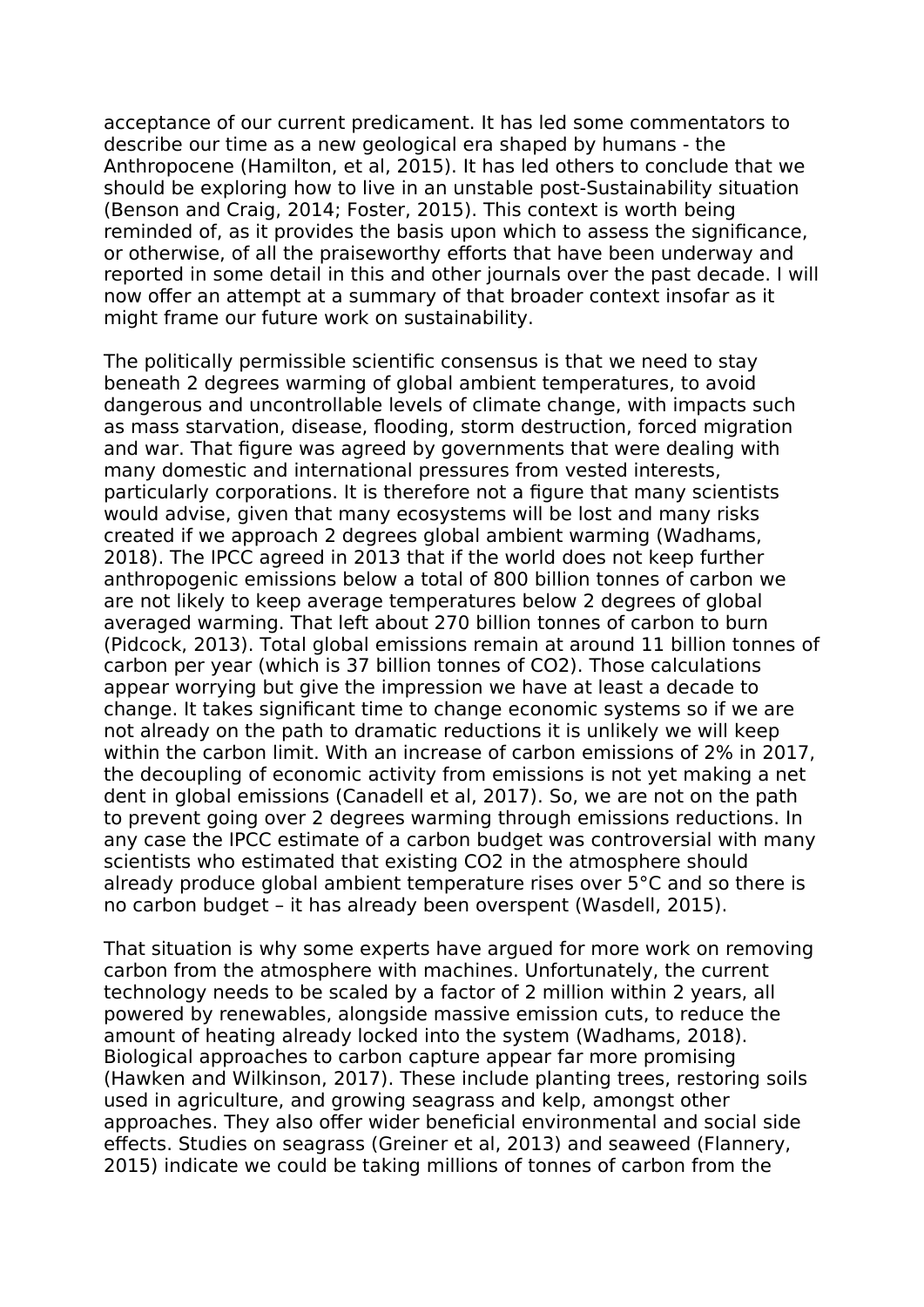acceptance of our current predicament. It has led some commentators to describe our time as a new geological era shaped by humans - the Anthropocene (Hamilton, et al, 2015). It has led others to conclude that we should be exploring how to live in an unstable post-Sustainability situation (Benson and Craig, 2014; Foster, 2015). This context is worth being reminded of, as it provides the basis upon which to assess the significance, or otherwise, of all the praiseworthy efforts that have been underway and reported in some detail in this and other journals over the past decade. I will now offer an attempt at a summary of that broader context insofar as it might frame our future work on sustainability.

The politically permissible scientific consensus is that we need to stay beneath 2 degrees warming of global ambient temperatures, to avoid dangerous and uncontrollable levels of climate change, with impacts such as mass starvation, disease, flooding, storm destruction, forced migration and war. That figure was agreed by governments that were dealing with many domestic and international pressures from vested interests, particularly corporations. It is therefore not a figure that many scientists would advise, given that many ecosystems will be lost and many risks created if we approach 2 degrees global ambient warming (Wadhams, 2018). The IPCC agreed in 2013 that if the world does not keep further anthropogenic emissions below a total of 800 billion tonnes of carbon we are not likely to keep average temperatures below 2 degrees of global averaged warming. That left about 270 billion tonnes of carbon to burn (Pidcock, 2013). Total global emissions remain at around 11 billion tonnes of carbon per year (which is 37 billion tonnes of $CO_2$). Those calculations appear worrying but give the impression we have at least a decade to change. It takes significant time to change economic systems so if we are not already on the path to dramatic reductions it is unlikely we will keep within the carbon limit. With an increase of carbon emissions of 2% in 2017, the decoupling of economic activity from emissions is not yet making a net dent in global emissions (Canadell et al, 2017). So, we are not on the path to prevent going over 2 degrees warming through emissions reductions. In any case the IPCC estimate of a carbon budget was controversial with many scientists who estimated that existing $CO_2$ in the atmosphere should already produce global ambient temperature rises over 5°C and so there is no carbon budget – it has already been overspent (Wasdell, 2015).

That situation is why some experts have argued for more work on removing carbon from the atmosphere with machines. Unfortunately, the current technology needs to be scaled by a factor of 2 million within 2 years, all powered by renewables, alongside massive emission cuts, to reduce the amount of heating already locked into the system (Wadhams, 2018). Biological approaches to carbon capture appear far more promising (Hawken and Wilkinson, 2017). These include planting trees, restoring soils used in agriculture, and growing seagrass and kelp, amongst other approaches. They also offer wider beneficial environmental and social side effects. Studies on seagrass (Greiner et al, 2013) and seaweed (Flannery, 2015) indicate we could be taking millions of tonnes of carbon from the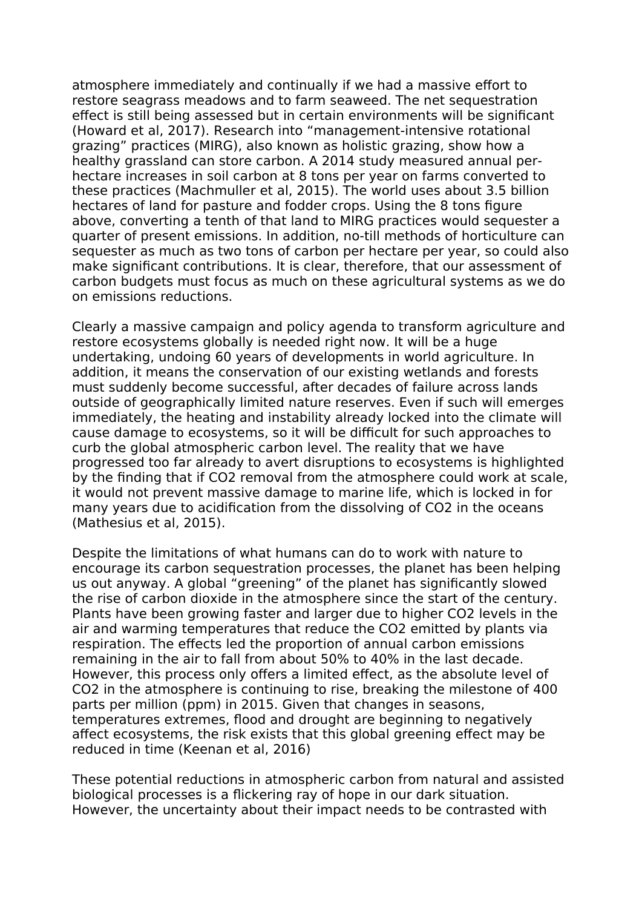atmosphere immediately and continually if we had a massive effort to restore seagrass meadows and to farm seaweed. The net sequestration effect is still being assessed but in certain environments will be significant (Howard et al, 2017). Research into "management-intensive rotational grazing" practices (MIRG), also known as holistic grazing, show how a healthy grassland can store carbon. A 2014 study measured annual per-hectare increases in soil carbon at 8 tons per year on farms converted to these practices (Machmuller et al, 2015). The world uses about 3.5 billion hectares of land for pasture and fodder crops. Using the 8 tons figure above, converting a tenth of that land to MIRG practices would sequester a quarter of present emissions. In addition, no-till methods of horticulture can sequester as much as two tons of carbon per hectare per year, so could also make significant contributions. It is clear, therefore, that our assessment of carbon budgets must focus as much on these agricultural systems as we do on emissions reductions.

Clearly a massive campaign and policy agenda to transform agriculture and restore ecosystems globally is needed right now. It will be a huge undertaking, undoing 60 years of developments in world agriculture. In addition, it means the conservation of our existing wetlands and forests must suddenly become successful, after decades of failure across lands outside of geographically limited nature reserves. Even if such will emerges immediately, the heating and instability already locked into the climate will cause damage to ecosystems, so it will be difficult for such approaches to curb the global atmospheric carbon level. The reality that we have progressed too far already to avert disruptions to ecosystems is highlighted by the finding that if $CO_2$ removal from the atmosphere could work at scale, it would not prevent massive damage to marine life, which is locked in for many years due to acidification from the dissolving of $CO_2$ in the oceans (Mathesius et al, 2015).

Despite the limitations of what humans can do to work with nature to encourage its carbon sequestration processes, the planet has been helping us out anyway. A global "greening" of the planet has significantly slowed the rise of carbon dioxide in the atmosphere since the start of the century. Plants have been growing faster and larger due to higher $CO_2$ levels in the air and warming temperatures that reduce the $CO_2$ emitted by plants via respiration. The effects led the proportion of annual carbon emissions remaining in the air to fall from about 50% to 40% in the last decade. However, this process only offers a limited effect, as the absolute level of $CO_2$ in the atmosphere is continuing to rise, breaking the milestone of 400 parts per million (ppm) in 2015. Given that changes in seasons, temperatures extremes, flood and drought are beginning to negatively affect ecosystems, the risk exists that this global greening effect may be reduced in time (Keenan et al, 2016)

These potential reductions in atmospheric carbon from natural and assisted biological processes is a flickering ray of hope in our dark situation. However, the uncertainty about their impact needs to be contrasted with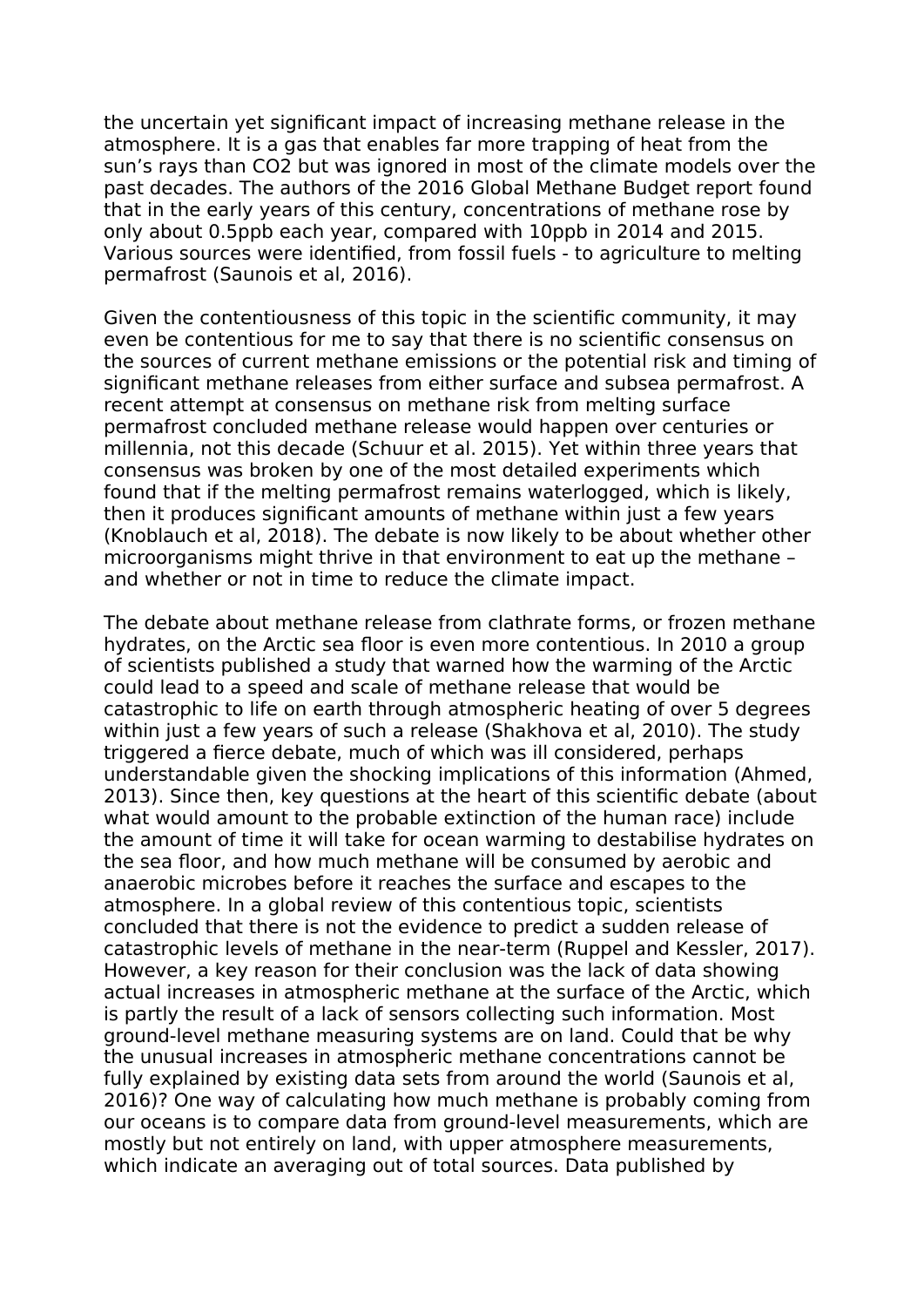the uncertain yet significant impact of increasing methane release in the atmosphere. It is a gas that enables far more trapping of heat from the sun's rays than $CO_2$ but was ignored in most of the climate models over the past decades. The authors of the 2016 Global Methane Budget report found that in the early years of this century, concentrations of methane rose by only about 0.5ppb each year, compared with 10ppb in 2014 and 2015. Various sources were identified, from fossil fuels - to agriculture to melting permafrost (Saunois et al, 2016).

Given the contentiousness of this topic in the scientific community, it may even be contentious for me to say that there is no scientific consensus on the sources of current methane emissions or the potential risk and timing of significant methane releases from either surface and subsea permafrost. A recent attempt at consensus on methane risk from melting surface permafrost concluded methane release would happen over centuries or millennia, not this decade (Schuur et al. 2015). Yet within three years that consensus was broken by one of the most detailed experiments which found that if the melting permafrost remains waterlogged, which is likely, then it produces significant amounts of methane within just a few years (Knoblauch et al, 2018). The debate is now likely to be about whether other microorganisms might thrive in that environment to eat up the methane – and whether or not in time to reduce the climate impact.

The debate about methane release from clathrate forms, or frozen methane hydrates, on the Arctic sea floor is even more contentious. In 2010 a group of scientists published a study that warned how the warming of the Arctic could lead to a speed and scale of methane release that would be catastrophic to life on earth through atmospheric heating of over 5 degrees within just a few years of such a release (Shakhova et al, 2010). The study triggered a fierce debate, much of which was ill considered, perhaps understandable given the shocking implications of this information (Ahmed, 2013). Since then, key questions at the heart of this scientific debate (about what would amount to the probable extinction of the human race) include the amount of time it will take for ocean warming to destabilise hydrates on the sea floor, and how much methane will be consumed by aerobic and anaerobic microbes before it reaches the surface and escapes to the atmosphere. In a global review of this contentious topic, scientists concluded that there is not the evidence to predict a sudden release of catastrophic levels of methane in the near-term (Ruppel and Kessler, 2017). However, a key reason for their conclusion was the lack of data showing actual increases in atmospheric methane at the surface of the Arctic, which is partly the result of a lack of sensors collecting such information. Most ground-level methane measuring systems are on land. Could that be why the unusual increases in atmospheric methane concentrations cannot be fully explained by existing data sets from around the world (Saunois et al, 2016)? One way of calculating how much methane is probably coming from our oceans is to compare data from ground-level measurements, which are mostly but not entirely on land, with upper atmosphere measurements, which indicate an averaging out of total sources. Data published by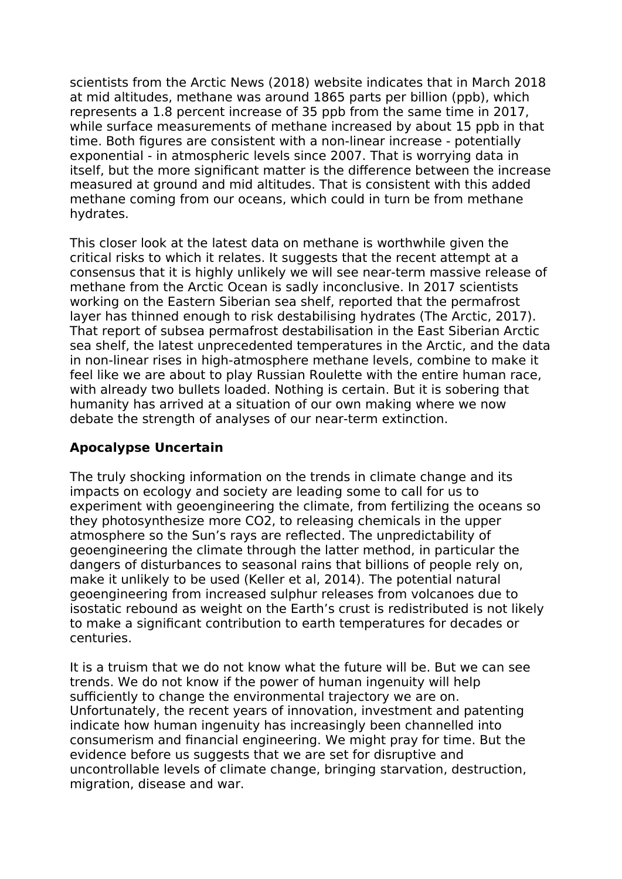scientists from the Arctic News (2018) website indicates that in March 2018 at mid altitudes, methane was around 1865 parts per billion (ppb), which represents a 1.8 percent increase of 35 ppb from the same time in 2017, while surface measurements of methane increased by about 15 ppb in that time. Both figures are consistent with a non-linear increase - potentially exponential - in atmospheric levels since 2007. That is worrying data in itself, but the more significant matter is the difference between the increase measured at ground and mid altitudes. That is consistent with this added methane coming from our oceans, which could in turn be from methane hydrates.

This closer look at the latest data on methane is worthwhile given the critical risks to which it relates. It suggests that the recent attempt at a consensus that it is highly unlikely we will see near-term massive release of methane from the Arctic Ocean is sadly inconclusive. In 2017 scientists working on the Eastern Siberian sea shelf, reported that the permafrost layer has thinned enough to risk destabilising hydrates (The Arctic, 2017). That report of subsea permafrost destabilisation in the East Siberian Arctic sea shelf, the latest unprecedented temperatures in the Arctic, and the data in non-linear rises in high-atmosphere methane levels, combine to make it feel like we are about to play Russian Roulette with the entire human race, with already two bullets loaded. Nothing is certain. But it is sobering that humanity has arrived at a situation of our own making where we now debate the strength of analyses of our near-term extinction.

**Apocalypse Uncertain**

The truly shocking information on the trends in climate change and its impacts on ecology and society are leading some to call for us to experiment with geoengineering the climate, from fertilizing the oceans so they photosynthesize more $CO_2$, to releasing chemicals in the upper atmosphere so the Sun's rays are reflected. The unpredictability of geoengineering the climate through the latter method, in particular the dangers of disturbances to seasonal rains that billions of people rely on, make it unlikely to be used (Keller et al, 2014). The potential natural geoengineering from increased sulphur releases from volcanoes due to isostatic rebound as weight on the Earth's crust is redistributed is not likely to make a significant contribution to earth temperatures for decades or centuries.

It is a truism that we do not know what the future will be. But we can see trends. We do not know if the power of human ingenuity will help sufficiently to change the environmental trajectory we are on. Unfortunately, the recent years of innovation, investment and patenting indicate how human ingenuity has increasingly been channelled into consumerism and financial engineering. We might pray for time. But the evidence before us suggests that we are set for disruptive and uncontrollable levels of climate change, bringing starvation, destruction, migration, disease and war.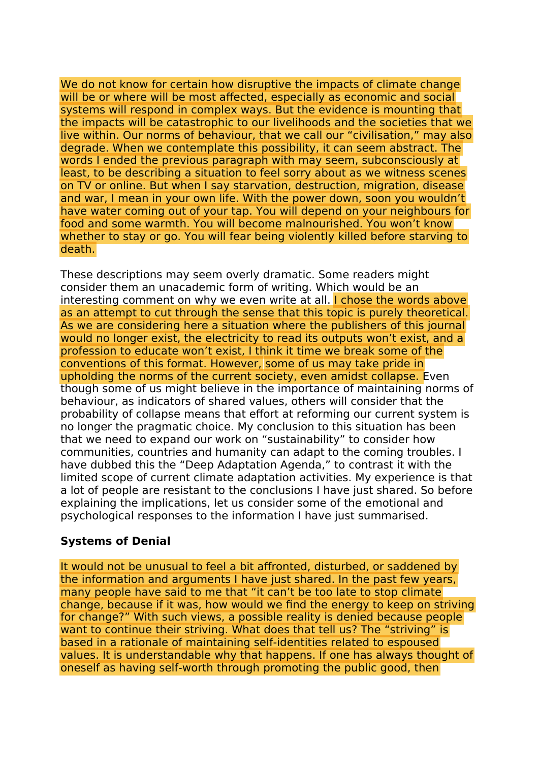We do not know for certain how disruptive the impacts of climate change will be or where will be most affected, especially as economic and social systems will respond in complex ways. But the evidence is mounting that the impacts will be catastrophic to our livelihoods and the societies that we live within. Our norms of behaviour, that we call our "civilisation," may also degrade. When we contemplate this possibility, it can seem abstract. The words I ended the previous paragraph with may seem, subconsciously at least, to be describing a situation to feel sorry about as we witness scenes on TV or online. But when I say starvation, destruction, migration, disease and war, I mean in your own life. With the power down, soon you wouldn't have water coming out of your tap. You will depend on your neighbours for food and some warmth. You will become malnourished. You won't know whether to stay or go. You will fear being violently killed before starving to death.

These descriptions may seem overly dramatic. Some readers might consider them an unacademic form of writing. Which would be an interesting comment on why we even write at all. I chose the words above as an attempt to cut through the sense that this topic is purely theoretical. As we are considering here a situation where the publishers of this journal would no longer exist, the electricity to read its outputs won't exist, and a profession to educate won't exist, I think it time we break some of the conventions of this format. However, some of us may take pride in upholding the norms of the current society, even amidst collapse. Even though some of us might believe in the importance of maintaining norms of behaviour, as indicators of shared values, others will consider that the probability of collapse means that effort at reforming our current system is no longer the pragmatic choice. My conclusion to this situation has been that we need to expand our work on "sustainability" to consider how communities, countries and humanity can adapt to the coming troubles. I have dubbed this the "Deep Adaptation Agenda," to contrast it with the limited scope of current climate adaptation activities. My experience is that a lot of people are resistant to the conclusions I have just shared. So before explaining the implications, let us consider some of the emotional and psychological responses to the information I have just summarised.

**Systems of Denial**

It would not be unusual to feel a bit affronted, disturbed, or saddened by the information and arguments I have just shared. In the past few years, many people have said to me that "it can't be too late to stop climate change, because if it was, how would we find the energy to keep on striving for change?" With such views, a possible reality is denied because people want to continue their striving. What does that tell us? The "striving" is based in a rationale of maintaining self-identities related to espoused values. It is understandable why that happens. If one has always thought of oneself as having self-worth through promoting the public good, then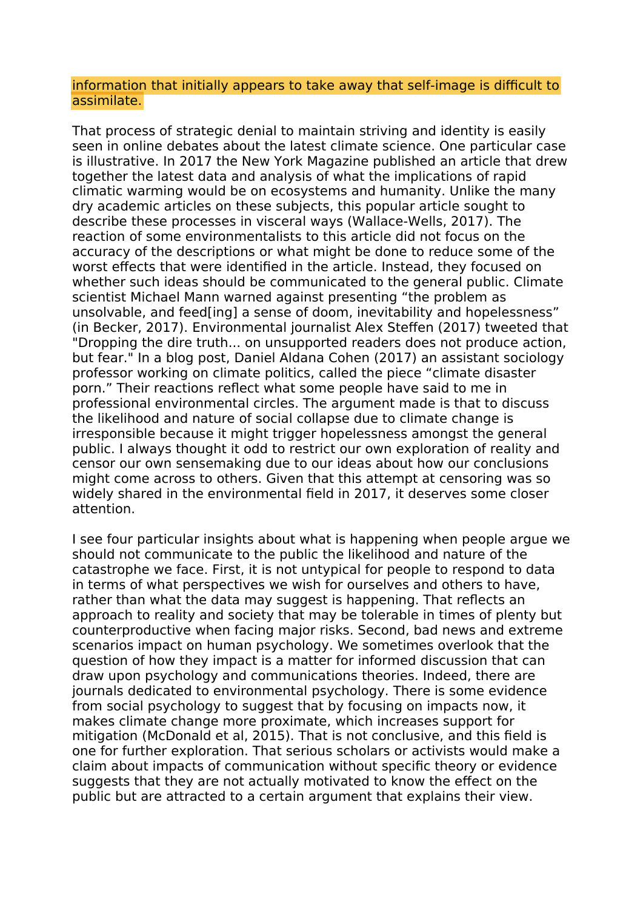information that initially appears to take away that self-image is difficult to assimilate.

That process of strategic denial to maintain striving and identity is easily seen in online debates about the latest climate science. One particular case is illustrative. In 2017 the New York Magazine published an article that drew together the latest data and analysis of what the implications of rapid climatic warming would be on ecosystems and humanity. Unlike the many dry academic articles on these subjects, this popular article sought to describe these processes in visceral ways (Wallace-Wells, 2017). The reaction of some environmentalists to this article did not focus on the accuracy of the descriptions or what might be done to reduce some of the worst effects that were identified in the article. Instead, they focused on whether such ideas should be communicated to the general public. Climate scientist Michael Mann warned against presenting “the problem as unsolvable, and feed[ing] a sense of doom, inevitability and hopelessness” (in Becker, 2017). Environmental journalist Alex Steffen (2017) tweeted that "Dropping the dire truth... on unsupported readers does not produce action, but fear." In a blog post, Daniel Aldana Cohen (2017) an assistant sociology professor working on climate politics, called the piece “climate disaster porn.” Their reactions reflect what some people have said to me in professional environmental circles. The argument made is that to discuss the likelihood and nature of social collapse due to climate change is irresponsible because it might trigger hopelessness amongst the general public. I always thought it odd to restrict our own exploration of reality and censor our own sensemaking due to our ideas about how our conclusions might come across to others. Given that this attempt at censoring was so widely shared in the environmental field in 2017, it deserves some closer attention.

I see four particular insights about what is happening when people argue we should not communicate to the public the likelihood and nature of the catastrophe we face. First, it is not untypical for people to respond to data in terms of what perspectives we wish for ourselves and others to have, rather than what the data may suggest is happening. That reflects an approach to reality and society that may be tolerable in times of plenty but counterproductive when facing major risks. Second, bad news and extreme scenarios impact on human psychology. We sometimes overlook that the question of how they impact is a matter for informed discussion that can draw upon psychology and communications theories. Indeed, there are journals dedicated to environmental psychology. There is some evidence from social psychology to suggest that by focusing on impacts now, it makes climate change more proximate, which increases support for mitigation (McDonald et al, 2015). That is not conclusive, and this field is one for further exploration. That serious scholars or activists would make a claim about impacts of communication without specific theory or evidence suggests that they are not actually motivated to know the effect on the public but are attracted to a certain argument that explains their view.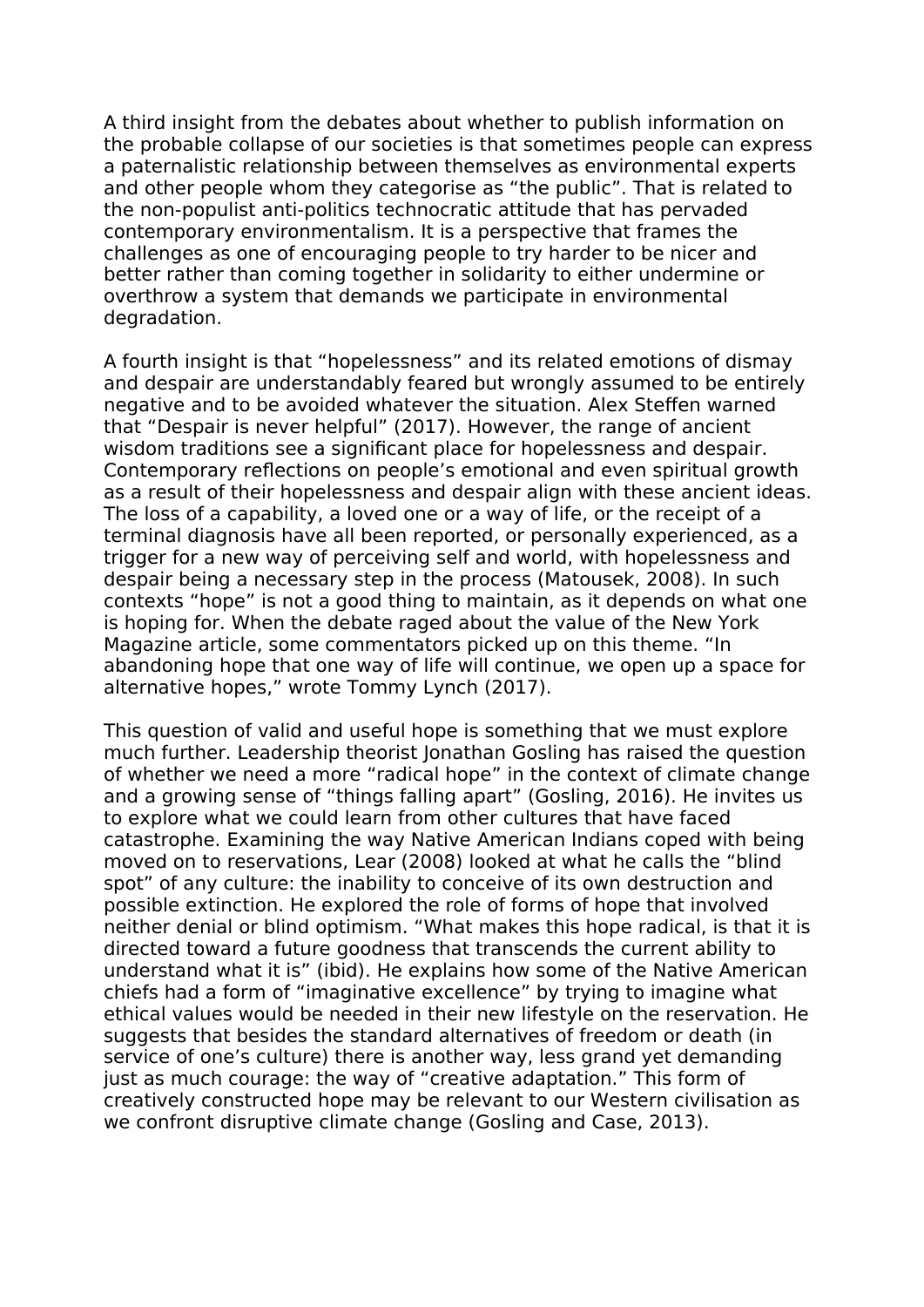A third insight from the debates about whether to publish information on the probable collapse of our societies is that sometimes people can express a paternalistic relationship between themselves as environmental experts and other people whom they categorise as “the public”. That is related to the non-populist anti-politics technocratic attitude that has pervaded contemporary environmentalism. It is a perspective that frames the challenges as one of encouraging people to try harder to be nicer and better rather than coming together in solidarity to either undermine or overthrow a system that demands we participate in environmental degradation.

A fourth insight is that “hopelessness” and its related emotions of dismay and despair are understandably feared but wrongly assumed to be entirely negative and to be avoided whatever the situation. Alex Steffen warned that “Despair is never helpful” (2017). However, the range of ancient wisdom traditions see a significant place for hopelessness and despair. Contemporary reflections on people’s emotional and even spiritual growth as a result of their hopelessness and despair align with these ancient ideas. The loss of a capability, a loved one or a way of life, or the receipt of a terminal diagnosis have all been reported, or personally experienced, as a trigger for a new way of perceiving self and world, with hopelessness and despair being a necessary step in the process (Matousek, 2008). In such contexts “hope” is not a good thing to maintain, as it depends on what one is hoping for. When the debate raged about the value of the New York Magazine article, some commentators picked up on this theme. “In abandoning hope that one way of life will continue, we open up a space for alternative hopes,” wrote Tommy Lynch (2017).

This question of valid and useful hope is something that we must explore much further. Leadership theorist Jonathan Gosling has raised the question of whether we need a more “radical hope” in the context of climate change and a growing sense of “things falling apart” (Gosling, 2016). He invites us to explore what we could learn from other cultures that have faced catastrophe. Examining the way Native American Indians coped with being moved on to reservations, Lear (2008) looked at what he calls the “blind spot” of any culture: the inability to conceive of its own destruction and possible extinction. He explored the role of forms of hope that involved neither denial or blind optimism. “What makes this hope radical, is that it is directed toward a future goodness that transcends the current ability to understand what it is” (ibid). He explains how some of the Native American chiefs had a form of “imaginative excellence” by trying to imagine what ethical values would be needed in their new lifestyle on the reservation. He suggests that besides the standard alternatives of freedom or death (in service of one’s culture) there is another way, less grand yet demanding just as much courage: the way of “creative adaptation.” This form of creatively constructed hope may be relevant to our Western civilisation as we confront disruptive climate change (Gosling and Case, 2013).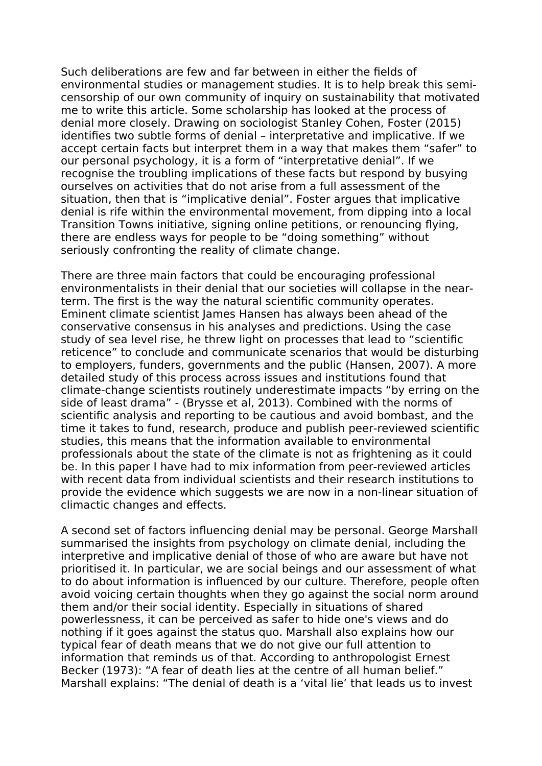Such deliberations are few and far between in either the fields of environmental studies or management studies. It is to help break this semi-censorship of our own community of inquiry on sustainability that motivated me to write this article. Some scholarship has looked at the process of denial more closely. Drawing on sociologist Stanley Cohen, Foster (2015) identifies two subtle forms of denial – interpretative and implicative. If we accept certain facts but interpret them in a way that makes them "safer" to our personal psychology, it is a form of "interpretative denial". If we recognise the troubling implications of these facts but respond by busying ourselves on activities that do not arise from a full assessment of the situation, then that is "implicative denial". Foster argues that implicative denial is rife within the environmental movement, from dipping into a local Transition Towns initiative, signing online petitions, or renouncing flying, there are endless ways for people to be "doing something" without seriously confronting the reality of climate change.

There are three main factors that could be encouraging professional environmentalists in their denial that our societies will collapse in the near-term. The first is the way the natural scientific community operates. Eminent climate scientist James Hansen has always been ahead of the conservative consensus in his analyses and predictions. Using the case study of sea level rise, he threw light on processes that lead to "scientific reticence" to conclude and communicate scenarios that would be disturbing to employers, funders, governments and the public (Hansen, 2007). A more detailed study of this process across issues and institutions found that climate-change scientists routinely underestimate impacts "by erring on the side of least drama" - (Brysse et al, 2013). Combined with the norms of scientific analysis and reporting to be cautious and avoid bombast, and the time it takes to fund, research, produce and publish peer-reviewed scientific studies, this means that the information available to environmental professionals about the state of the climate is not as frightening as it could be. In this paper I have had to mix information from peer-reviewed articles with recent data from individual scientists and their research institutions to provide the evidence which suggests we are now in a non-linear situation of climactic changes and effects.

A second set of factors influencing denial may be personal. George Marshall summarised the insights from psychology on climate denial, including the interpretive and implicative denial of those of who are aware but have not prioritised it. In particular, we are social beings and our assessment of what to do about information is influenced by our culture. Therefore, people often avoid voicing certain thoughts when they go against the social norm around them and/or their social identity. Especially in situations of shared powerlessness, it can be perceived as safer to hide one's views and do nothing if it goes against the status quo. Marshall also explains how our typical fear of death means that we do not give our full attention to information that reminds us of that. According to anthropologist Ernest Becker (1973): "A fear of death lies at the centre of all human belief." Marshall explains: "The denial of death is a 'vital lie' that leads us to invest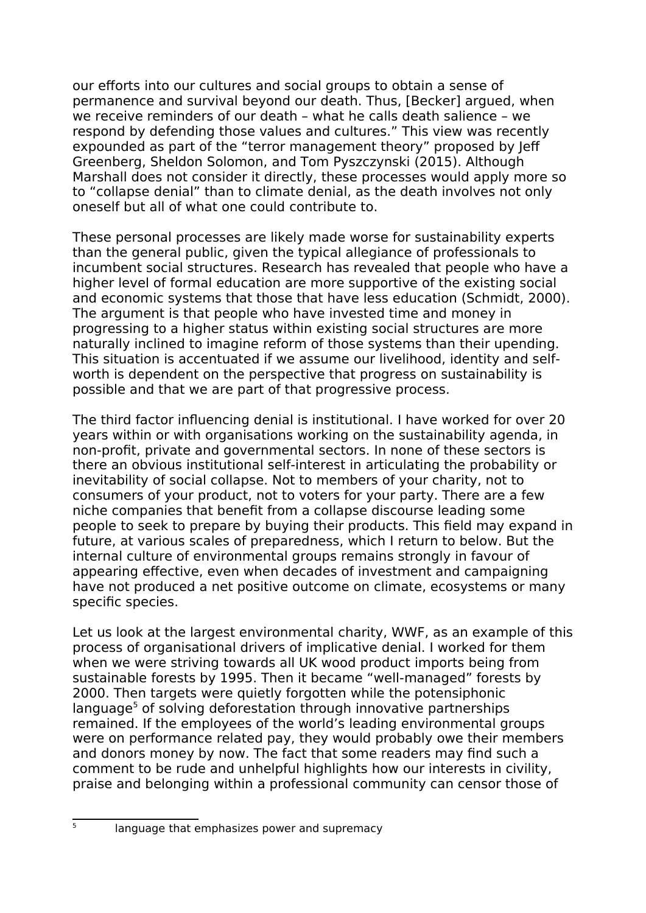our efforts into our cultures and social groups to obtain a sense of permanence and survival beyond our death. Thus, [Becker] argued, when we receive reminders of our death – what he calls death salience – we respond by defending those values and cultures.” This view was recently expounded as part of the “terror management theory” proposed by Jeff Greenberg, Sheldon Solomon, and Tom Pyszczynski (2015). Although Marshall does not consider it directly, these processes would apply more so to “collapse denial” than to climate denial, as the death involves not only oneself but all of what one could contribute to.

These personal processes are likely made worse for sustainability experts than the general public, given the typical allegiance of professionals to incumbent social structures. Research has revealed that people who have a higher level of formal education are more supportive of the existing social and economic systems that those that have less education (Schmidt, 2000). The argument is that people who have invested time and money in progressing to a higher status within existing social structures are more naturally inclined to imagine reform of those systems than their upending. This situation is accentuated if we assume our livelihood, identity and self-worth is dependent on the perspective that progress on sustainability is possible and that we are part of that progressive process.

The third factor influencing denial is institutional. I have worked for over 20 years within or with organisations working on the sustainability agenda, in non-profit, private and governmental sectors. In none of these sectors is there an obvious institutional self-interest in articulating the probability or inevitability of social collapse. Not to members of your charity, not to consumers of your product, not to voters for your party. There are a few niche companies that benefit from a collapse discourse leading some people to seek to prepare by buying their products. This field may expand in future, at various scales of preparedness, which I return to below. But the internal culture of environmental groups remains strongly in favour of appearing effective, even when decades of investment and campaigning have not produced a net positive outcome on climate, ecosystems or many specific species.

Let us look at the largest environmental charity, WWF, as an example of this process of organisational drivers of implicative denial. I worked for them when we were striving towards all UK wood product imports being from sustainable forests by 1995. Then it became “well-managed” forests by 2000. Then targets were quietly forgotten while the potensiphonic language[5] of solving deforestation through innovative partnerships remained. If the employees of the world’s leading environmental groups were on performance related pay, they would probably owe their members and donors money by now. The fact that some readers may find such a comment to be rude and unhelpful highlights how our interests in civility, praise and belonging within a professional community can censor those of

[5] language that emphasizes power and supremacy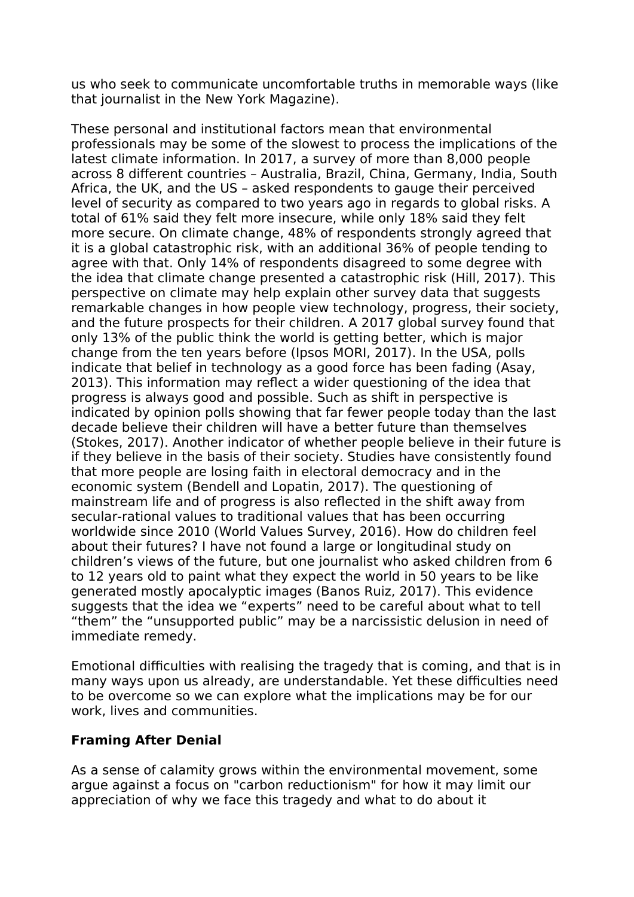us who seek to communicate uncomfortable truths in memorable ways (like that journalist in the New York Magazine).

These personal and institutional factors mean that environmental professionals may be some of the slowest to process the implications of the latest climate information. In 2017, a survey of more than 8,000 people across 8 different countries – Australia, Brazil, China, Germany, India, South Africa, the UK, and the US – asked respondents to gauge their perceived level of security as compared to two years ago in regards to global risks. A total of 61% said they felt more insecure, while only 18% said they felt more secure. On climate change, 48% of respondents strongly agreed that it is a global catastrophic risk, with an additional 36% of people tending to agree with that. Only 14% of respondents disagreed to some degree with the idea that climate change presented a catastrophic risk (Hill, 2017). This perspective on climate may help explain other survey data that suggests remarkable changes in how people view technology, progress, their society, and the future prospects for their children. A 2017 global survey found that only 13% of the public think the world is getting better, which is major change from the ten years before (Ipsos MORI, 2017). In the USA, polls indicate that belief in technology as a good force has been fading (Asay, 2013). This information may reflect a wider questioning of the idea that progress is always good and possible. Such as shift in perspective is indicated by opinion polls showing that far fewer people today than the last decade believe their children will have a better future than themselves (Stokes, 2017). Another indicator of whether people believe in their future is if they believe in the basis of their society. Studies have consistently found that more people are losing faith in electoral democracy and in the economic system (Bendell and Lopatin, 2017). The questioning of mainstream life and of progress is also reflected in the shift away from secular-rational values to traditional values that has been occurring worldwide since 2010 (World Values Survey, 2016). How do children feel about their futures? I have not found a large or longitudinal study on children's views of the future, but one journalist who asked children from 6 to 12 years old to paint what they expect the world in 50 years to be like generated mostly apocalyptic images (Banos Ruiz, 2017). This evidence suggests that the idea we "experts" need to be careful about what to tell "them" the "unsupported public" may be a narcissistic delusion in need of immediate remedy.

Emotional difficulties with realising the tragedy that is coming, and that is in many ways upon us already, are understandable. Yet these difficulties need to be overcome so we can explore what the implications may be for our work, lives and communities.

## Framing After Denial

As a sense of calamity grows within the environmental movement, some argue against a focus on "carbon reductionism" for how it may limit our appreciation of why we face this tragedy and what to do about it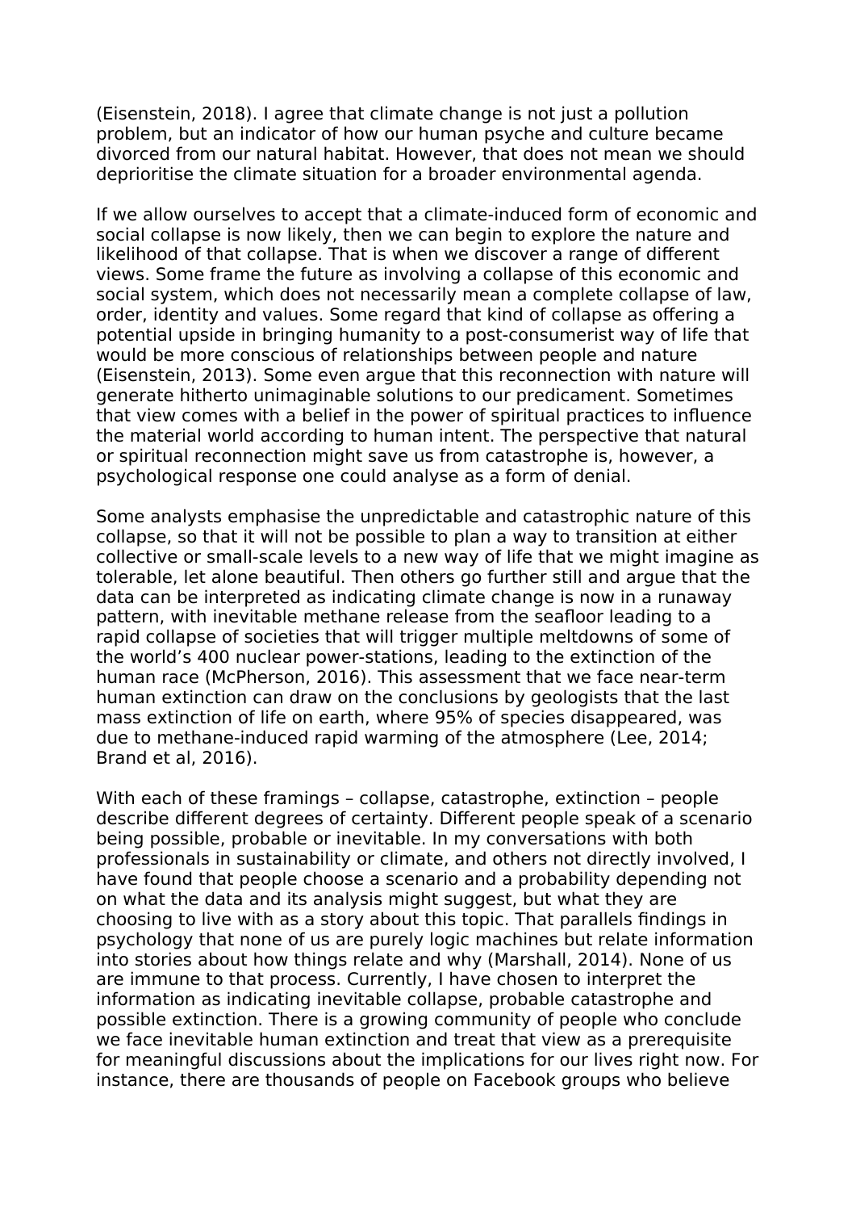(Eisenstein, 2018). I agree that climate change is not just a pollution problem, but an indicator of how our human psyche and culture became divorced from our natural habitat. However, that does not mean we should deprioritise the climate situation for a broader environmental agenda.

If we allow ourselves to accept that a climate-induced form of economic and social collapse is now likely, then we can begin to explore the nature and likelihood of that collapse. That is when we discover a range of different views. Some frame the future as involving a collapse of this economic and social system, which does not necessarily mean a complete collapse of law, order, identity and values. Some regard that kind of collapse as offering a potential upside in bringing humanity to a post-consumerist way of life that would be more conscious of relationships between people and nature (Eisenstein, 2013). Some even argue that this reconnection with nature will generate hitherto unimaginable solutions to our predicament. Sometimes that view comes with a belief in the power of spiritual practices to influence the material world according to human intent. The perspective that natural or spiritual reconnection might save us from catastrophe is, however, a psychological response one could analyse as a form of denial.

Some analysts emphasise the unpredictable and catastrophic nature of this collapse, so that it will not be possible to plan a way to transition at either collective or small-scale levels to a new way of life that we might imagine as tolerable, let alone beautiful. Then others go further still and argue that the data can be interpreted as indicating climate change is now in a runaway pattern, with inevitable methane release from the seafloor leading to a rapid collapse of societies that will trigger multiple meltdowns of some of the world's 400 nuclear power-stations, leading to the extinction of the human race (McPherson, 2016). This assessment that we face near-term human extinction can draw on the conclusions by geologists that the last mass extinction of life on earth, where 95% of species disappeared, was due to methane-induced rapid warming of the atmosphere (Lee, 2014; Brand et al, 2016).

With each of these framings – collapse, catastrophe, extinction – people describe different degrees of certainty. Different people speak of a scenario being possible, probable or inevitable. In my conversations with both professionals in sustainability or climate, and others not directly involved, I have found that people choose a scenario and a probability depending not on what the data and its analysis might suggest, but what they are choosing to live with as a story about this topic. That parallels findings in psychology that none of us are purely logic machines but relate information into stories about how things relate and why (Marshall, 2014). None of us are immune to that process. Currently, I have chosen to interpret the information as indicating inevitable collapse, probable catastrophe and possible extinction. There is a growing community of people who conclude we face inevitable human extinction and treat that view as a prerequisite for meaningful discussions about the implications for our lives right now. For instance, there are thousands of people on Facebook groups who believe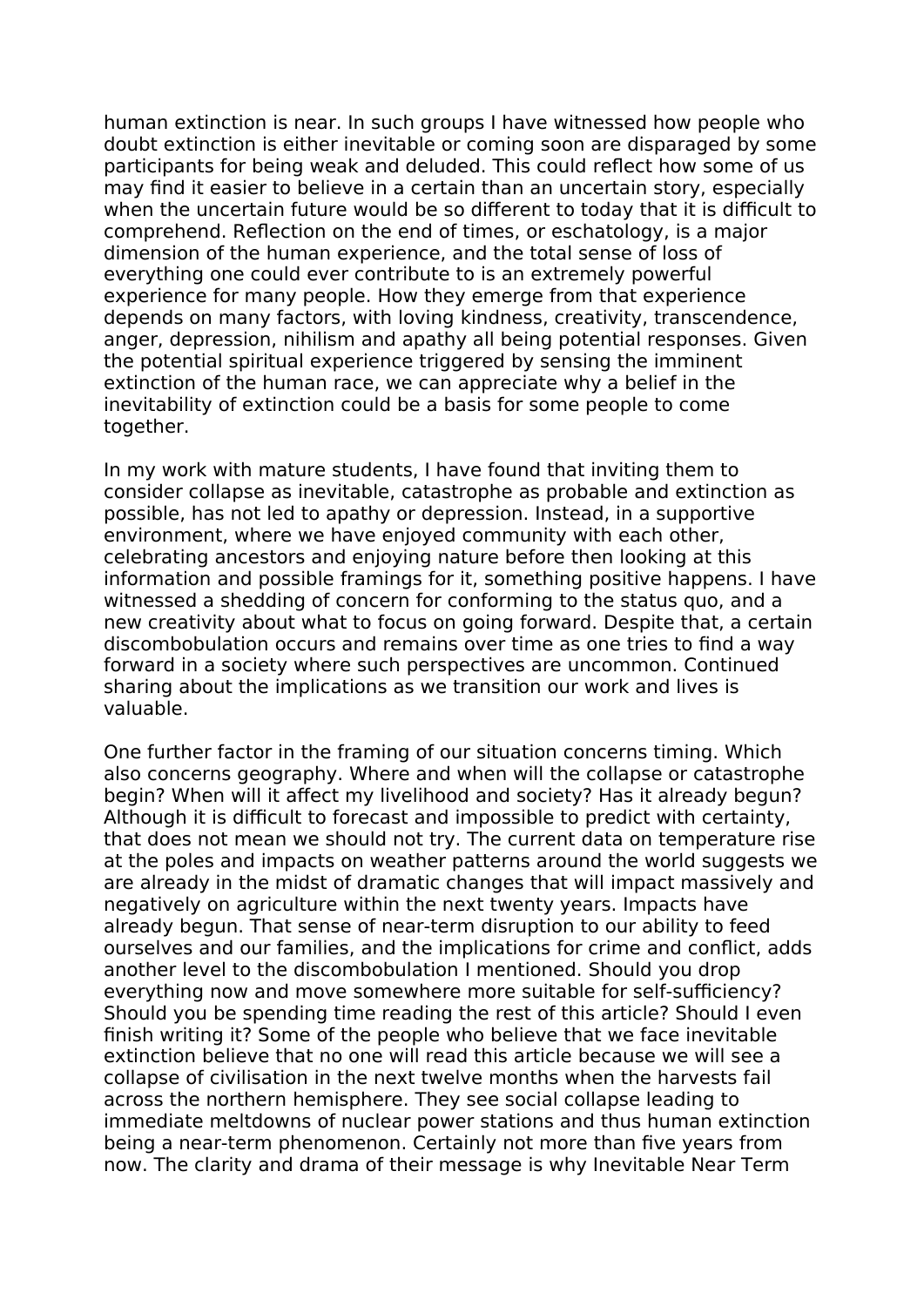human extinction is near. In such groups I have witnessed how people who doubt extinction is either inevitable or coming soon are disparaged by some participants for being weak and deluded. This could reflect how some of us may find it easier to believe in a certain than an uncertain story, especially when the uncertain future would be so different to today that it is difficult to comprehend. Reflection on the end of times, or eschatology, is a major dimension of the human experience, and the total sense of loss of everything one could ever contribute to is an extremely powerful experience for many people. How they emerge from that experience depends on many factors, with loving kindness, creativity, transcendence, anger, depression, nihilism and apathy all being potential responses. Given the potential spiritual experience triggered by sensing the imminent extinction of the human race, we can appreciate why a belief in the inevitability of extinction could be a basis for some people to come together.

In my work with mature students, I have found that inviting them to consider collapse as inevitable, catastrophe as probable and extinction as possible, has not led to apathy or depression. Instead, in a supportive environment, where we have enjoyed community with each other, celebrating ancestors and enjoying nature before then looking at this information and possible framings for it, something positive happens. I have witnessed a shedding of concern for conforming to the status quo, and a new creativity about what to focus on going forward. Despite that, a certain discombobulation occurs and remains over time as one tries to find a way forward in a society where such perspectives are uncommon. Continued sharing about the implications as we transition our work and lives is valuable.

One further factor in the framing of our situation concerns timing. Which also concerns geography. Where and when will the collapse or catastrophe begin? When will it affect my livelihood and society? Has it already begun? Although it is difficult to forecast and impossible to predict with certainty, that does not mean we should not try. The current data on temperature rise at the poles and impacts on weather patterns around the world suggests we are already in the midst of dramatic changes that will impact massively and negatively on agriculture within the next twenty years. Impacts have already begun. That sense of near-term disruption to our ability to feed ourselves and our families, and the implications for crime and conflict, adds another level to the discombobulation I mentioned. Should you drop everything now and move somewhere more suitable for self-sufficiency? Should you be spending time reading the rest of this article? Should I even finish writing it? Some of the people who believe that we face inevitable extinction believe that no one will read this article because we will see a collapse of civilisation in the next twelve months when the harvests fail across the northern hemisphere. They see social collapse leading to immediate meltdowns of nuclear power stations and thus human extinction being a near-term phenomenon. Certainly not more than five years from now. The clarity and drama of their message is why Inevitable Near Term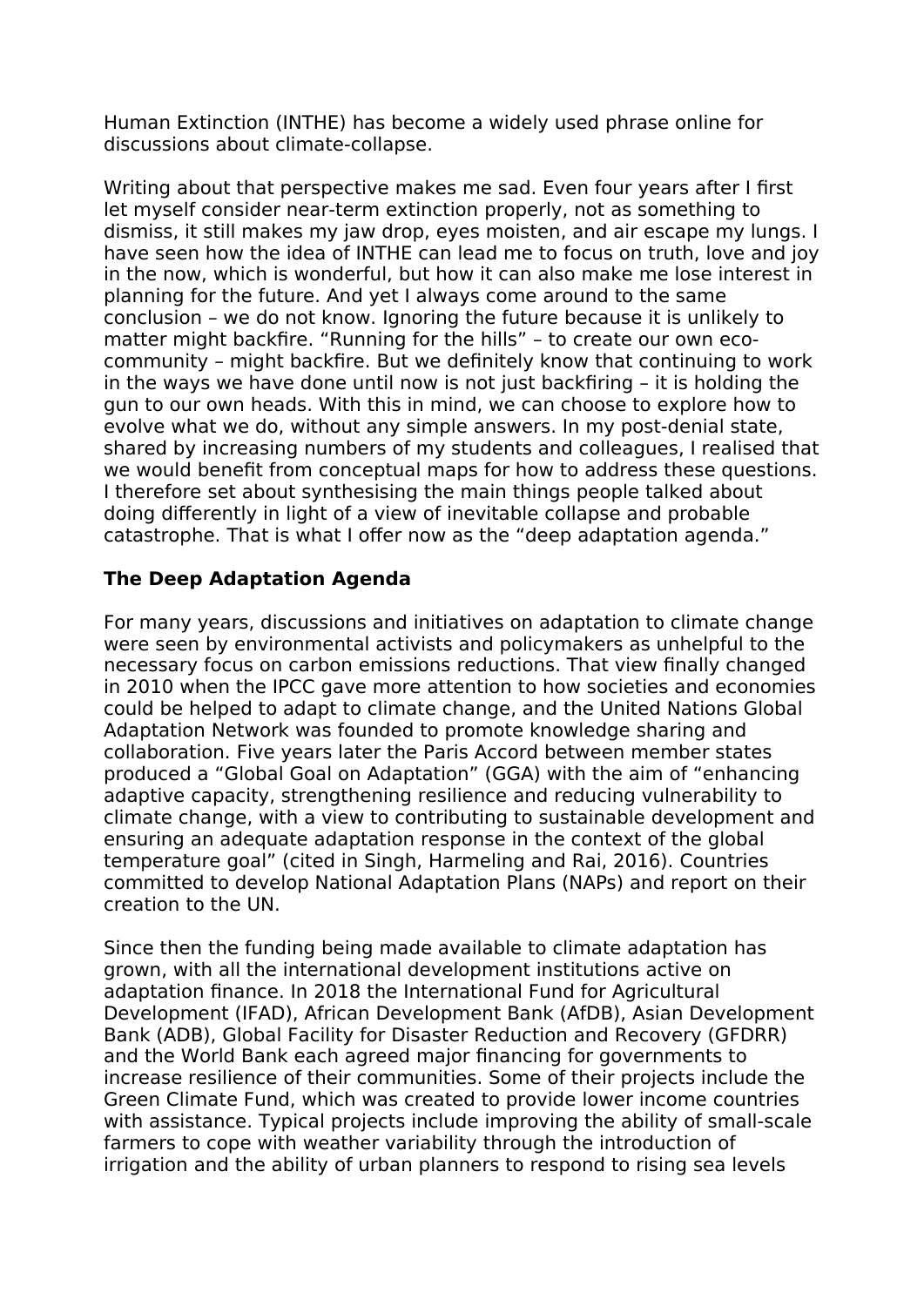Human Extinction (INTHE) has become a widely used phrase online for discussions about climate-collapse.

Writing about that perspective makes me sad. Even four years after I first let myself consider near-term extinction properly, not as something to dismiss, it still makes my jaw drop, eyes moisten, and air escape my lungs. I have seen how the idea of INTHE can lead me to focus on truth, love and joy in the now, which is wonderful, but how it can also make me lose interest in planning for the future. And yet I always come around to the same conclusion – we do not know. Ignoring the future because it is unlikely to matter might backfire. "Running for the hills" – to create our own eco-community – might backfire. But we definitely know that continuing to work in the ways we have done until now is not just backfiring – it is holding the gun to our own heads. With this in mind, we can choose to explore how to evolve what we do, without any simple answers. In my post-denial state, shared by increasing numbers of my students and colleagues, I realised that we would benefit from conceptual maps for how to address these questions. I therefore set about synthesising the main things people talked about doing differently in light of a view of inevitable collapse and probable catastrophe. That is what I offer now as the "deep adaptation agenda."

## The Deep Adaptation Agenda

For many years, discussions and initiatives on adaptation to climate change were seen by environmental activists and policymakers as unhelpful to the necessary focus on carbon emissions reductions. That view finally changed in 2010 when the IPCC gave more attention to how societies and economies could be helped to adapt to climate change, and the United Nations Global Adaptation Network was founded to promote knowledge sharing and collaboration. Five years later the Paris Accord between member states produced a "Global Goal on Adaptation" (GGA) with the aim of "enhancing adaptive capacity, strengthening resilience and reducing vulnerability to climate change, with a view to contributing to sustainable development and ensuring an adequate adaptation response in the context of the global temperature goal" (cited in Singh, Harmeling and Rai, 2016). Countries committed to develop National Adaptation Plans (NAPs) and report on their creation to the UN.

Since then the funding being made available to climate adaptation has grown, with all the international development institutions active on adaptation finance. In 2018 the International Fund for Agricultural Development (IFAD), African Development Bank (AfDB), Asian Development Bank (ADB), Global Facility for Disaster Reduction and Recovery (GFDRR) and the World Bank each agreed major financing for governments to increase resilience of their communities. Some of their projects include the Green Climate Fund, which was created to provide lower income countries with assistance. Typical projects include improving the ability of small-scale farmers to cope with weather variability through the introduction of irrigation and the ability of urban planners to respond to rising sea levels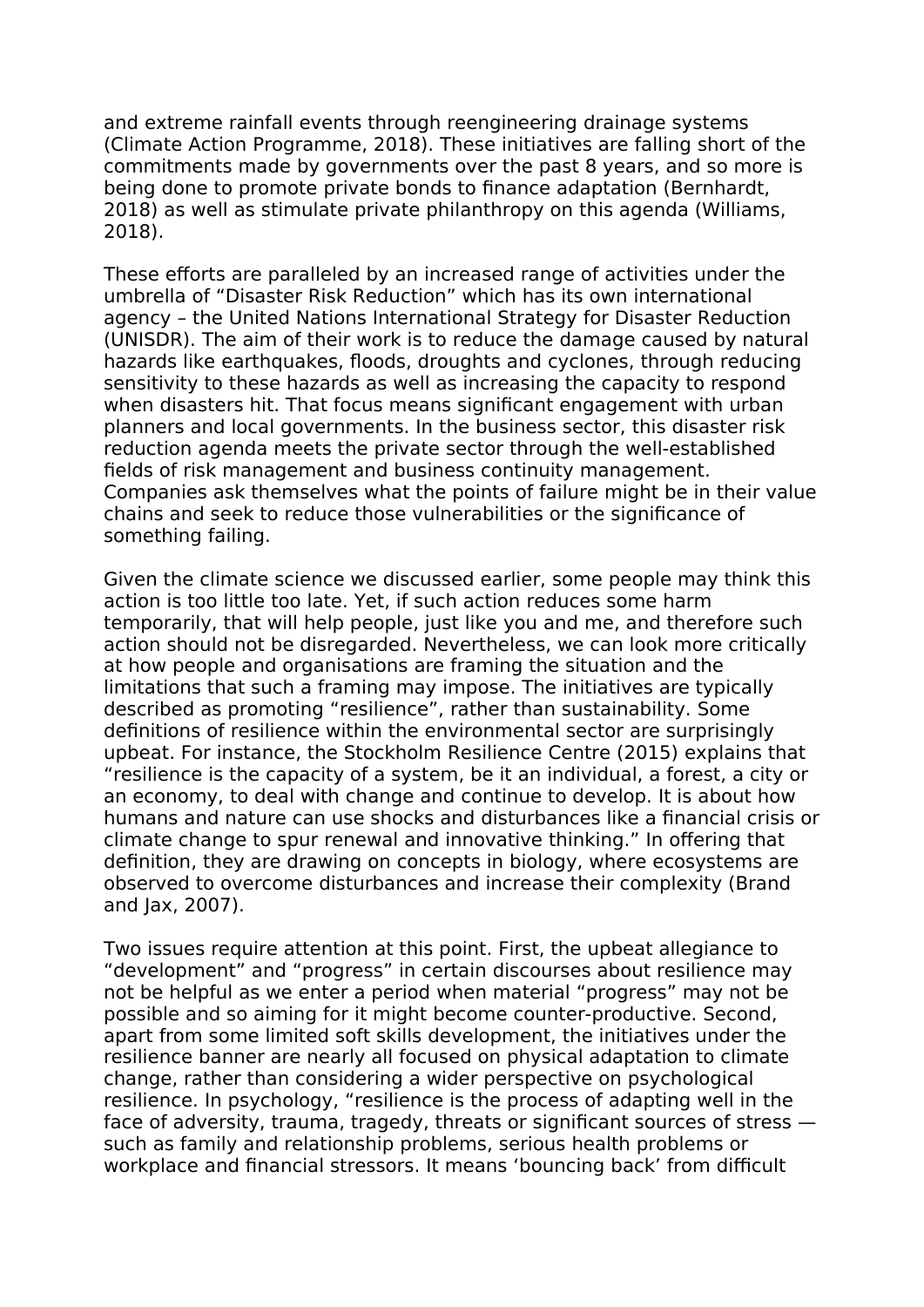and extreme rainfall events through reengineering drainage systems (Climate Action Programme, 2018). These initiatives are falling short of the commitments made by governments over the past 8 years, and so more is being done to promote private bonds to finance adaptation (Bernhardt, 2018) as well as stimulate private philanthropy on this agenda (Williams, 2018).

These efforts are paralleled by an increased range of activities under the umbrella of "Disaster Risk Reduction" which has its own international agency – the United Nations International Strategy for Disaster Reduction (UNISDR). The aim of their work is to reduce the damage caused by natural hazards like earthquakes, floods, droughts and cyclones, through reducing sensitivity to these hazards as well as increasing the capacity to respond when disasters hit. That focus means significant engagement with urban planners and local governments. In the business sector, this disaster risk reduction agenda meets the private sector through the well-established fields of risk management and business continuity management. Companies ask themselves what the points of failure might be in their value chains and seek to reduce those vulnerabilities or the significance of something failing.

Given the climate science we discussed earlier, some people may think this action is too little too late. Yet, if such action reduces some harm temporarily, that will help people, just like you and me, and therefore such action should not be disregarded. Nevertheless, we can look more critically at how people and organisations are framing the situation and the limitations that such a framing may impose. The initiatives are typically described as promoting "resilience", rather than sustainability. Some definitions of resilience within the environmental sector are surprisingly upbeat. For instance, the Stockholm Resilience Centre (2015) explains that "resilience is the capacity of a system, be it an individual, a forest, a city or an economy, to deal with change and continue to develop. It is about how humans and nature can use shocks and disturbances like a financial crisis or climate change to spur renewal and innovative thinking." In offering that definition, they are drawing on concepts in biology, where ecosystems are observed to overcome disturbances and increase their complexity (Brand and Jax, 2007).

Two issues require attention at this point. First, the upbeat allegiance to "development" and "progress" in certain discourses about resilience may not be helpful as we enter a period when material "progress" may not be possible and so aiming for it might become counter-productive. Second, apart from some limited soft skills development, the initiatives under the resilience banner are nearly all focused on physical adaptation to climate change, rather than considering a wider perspective on psychological resilience. In psychology, "resilience is the process of adapting well in the face of adversity, trauma, tragedy, threats or significant sources of stress — such as family and relationship problems, serious health problems or workplace and financial stressors. It means 'bouncing back' from difficult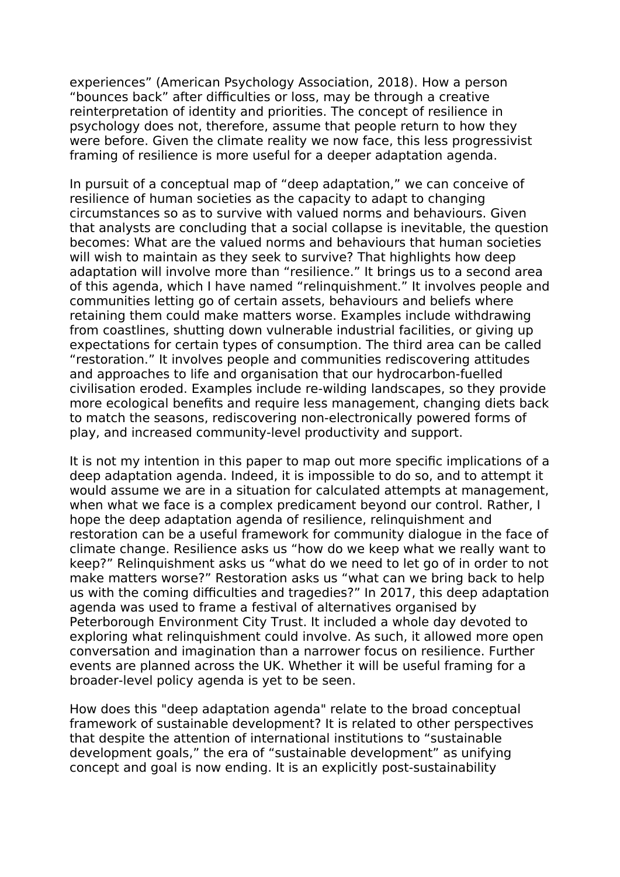experiences" (American Psychology Association, 2018). How a person "bounces back" after difficulties or loss, may be through a creative reinterpretation of identity and priorities. The concept of resilience in psychology does not, therefore, assume that people return to how they were before. Given the climate reality we now face, this less progressivist framing of resilience is more useful for a deeper adaptation agenda.

In pursuit of a conceptual map of "deep adaptation," we can conceive of resilience of human societies as the capacity to adapt to changing circumstances so as to survive with valued norms and behaviours. Given that analysts are concluding that a social collapse is inevitable, the question becomes: What are the valued norms and behaviours that human societies will wish to maintain as they seek to survive? That highlights how deep adaptation will involve more than "resilience." It brings us to a second area of this agenda, which I have named "relinquishment." It involves people and communities letting go of certain assets, behaviours and beliefs where retaining them could make matters worse. Examples include withdrawing from coastlines, shutting down vulnerable industrial facilities, or giving up expectations for certain types of consumption. The third area can be called "restoration." It involves people and communities rediscovering attitudes and approaches to life and organisation that our hydrocarbon-fuelled civilisation eroded. Examples include re-wilding landscapes, so they provide more ecological benefits and require less management, changing diets back to match the seasons, rediscovering non-electronically powered forms of play, and increased community-level productivity and support.

It is not my intention in this paper to map out more specific implications of a deep adaptation agenda. Indeed, it is impossible to do so, and to attempt it would assume we are in a situation for calculated attempts at management, when what we face is a complex predicament beyond our control. Rather, I hope the deep adaptation agenda of resilience, relinquishment and restoration can be a useful framework for community dialogue in the face of climate change. Resilience asks us "how do we keep what we really want to keep?" Relinquishment asks us "what do we need to let go of in order to not make matters worse?" Restoration asks us "what can we bring back to help us with the coming difficulties and tragedies?" In 2017, this deep adaptation agenda was used to frame a festival of alternatives organised by Peterborough Environment City Trust. It included a whole day devoted to exploring what relinquishment could involve. As such, it allowed more open conversation and imagination than a narrower focus on resilience. Further events are planned across the UK. Whether it will be useful framing for a broader-level policy agenda is yet to be seen.

How does this "deep adaptation agenda" relate to the broad conceptual framework of sustainable development? It is related to other perspectives that despite the attention of international institutions to "sustainable development goals," the era of "sustainable development" as unifying concept and goal is now ending. It is an explicitly post-sustainability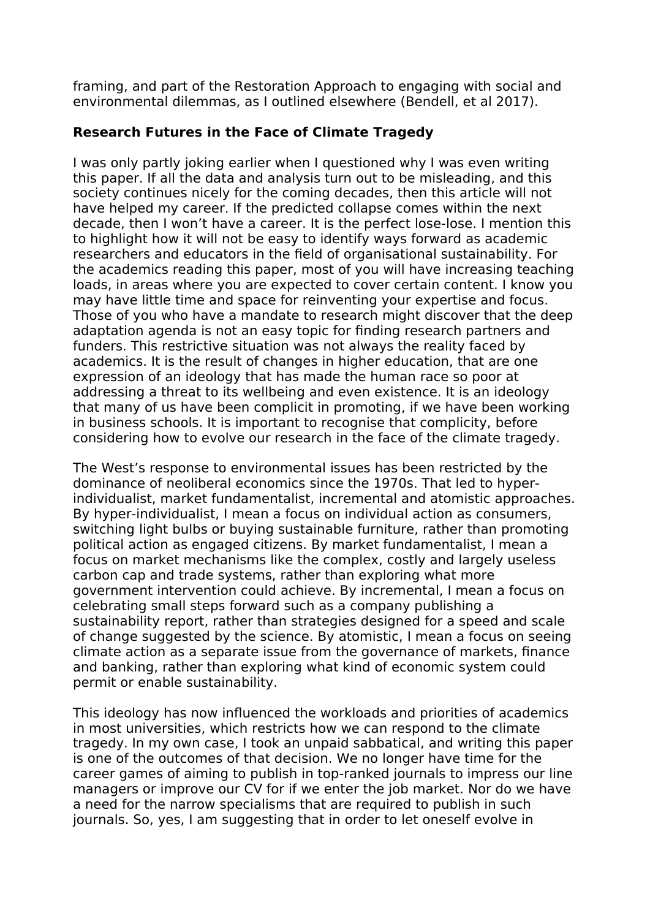framing, and part of the Restoration Approach to engaging with social and environmental dilemmas, as I outlined elsewhere (Bendell, et al 2017).

**Research Futures in the Face of Climate Tragedy**

I was only partly joking earlier when I questioned why I was even writing this paper. If all the data and analysis turn out to be misleading, and this society continues nicely for the coming decades, then this article will not have helped my career. If the predicted collapse comes within the next decade, then I won't have a career. It is the perfect lose-lose. I mention this to highlight how it will not be easy to identify ways forward as academic researchers and educators in the field of organisational sustainability. For the academics reading this paper, most of you will have increasing teaching loads, in areas where you are expected to cover certain content. I know you may have little time and space for reinventing your expertise and focus. Those of you who have a mandate to research might discover that the deep adaptation agenda is not an easy topic for finding research partners and funders. This restrictive situation was not always the reality faced by academics. It is the result of changes in higher education, that are one expression of an ideology that has made the human race so poor at addressing a threat to its wellbeing and even existence. It is an ideology that many of us have been complicit in promoting, if we have been working in business schools. It is important to recognise that complicity, before considering how to evolve our research in the face of the climate tragedy.

The West's response to environmental issues has been restricted by the dominance of neoliberal economics since the 1970s. That led to hyper-individualist, market fundamentalist, incremental and atomistic approaches. By hyper-individualist, I mean a focus on individual action as consumers, switching light bulbs or buying sustainable furniture, rather than promoting political action as engaged citizens. By market fundamentalist, I mean a focus on market mechanisms like the complex, costly and largely useless carbon cap and trade systems, rather than exploring what more government intervention could achieve. By incremental, I mean a focus on celebrating small steps forward such as a company publishing a sustainability report, rather than strategies designed for a speed and scale of change suggested by the science. By atomistic, I mean a focus on seeing climate action as a separate issue from the governance of markets, finance and banking, rather than exploring what kind of economic system could permit or enable sustainability.

This ideology has now influenced the workloads and priorities of academics in most universities, which restricts how we can respond to the climate tragedy. In my own case, I took an unpaid sabbatical, and writing this paper is one of the outcomes of that decision. We no longer have time for the career games of aiming to publish in top-ranked journals to impress our line managers or improve our CV for if we enter the job market. Nor do we have a need for the narrow specialisms that are required to publish in such journals. So, yes, I am suggesting that in order to let oneself evolve in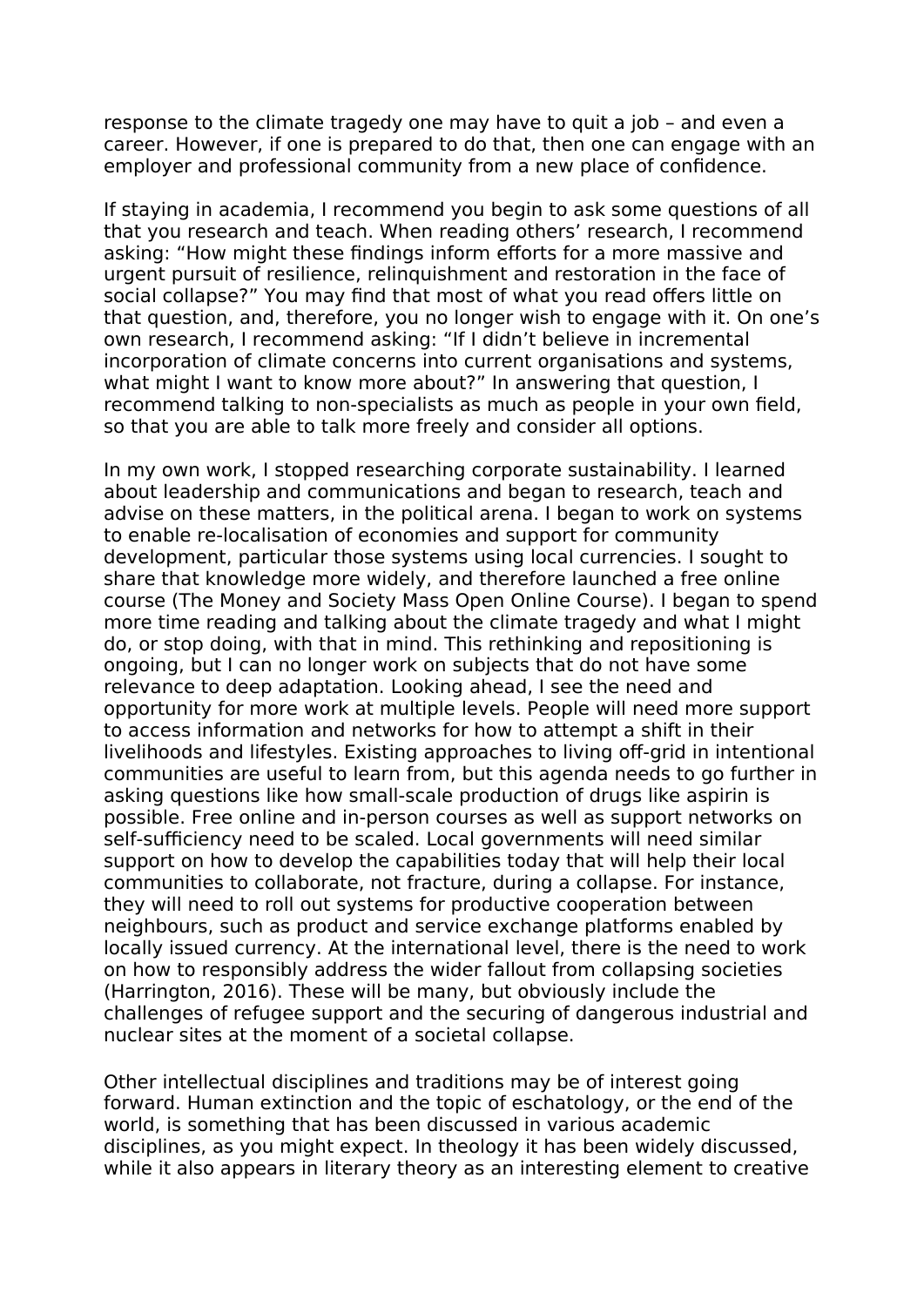response to the climate tragedy one may have to quit a job – and even a career. However, if one is prepared to do that, then one can engage with an employer and professional community from a new place of confidence.

If staying in academia, I recommend you begin to ask some questions of all that you research and teach. When reading others' research, I recommend asking: "How might these findings inform efforts for a more massive and urgent pursuit of resilience, relinquishment and restoration in the face of social collapse?" You may find that most of what you read offers little on that question, and, therefore, you no longer wish to engage with it. On one's own research, I recommend asking: "If I didn't believe in incremental incorporation of climate concerns into current organisations and systems, what might I want to know more about?" In answering that question, I recommend talking to non-specialists as much as people in your own field, so that you are able to talk more freely and consider all options.

In my own work, I stopped researching corporate sustainability. I learned about leadership and communications and began to research, teach and advise on these matters, in the political arena. I began to work on systems to enable re-localisation of economies and support for community development, particular those systems using local currencies. I sought to share that knowledge more widely, and therefore launched a free online course (The Money and Society Mass Open Online Course). I began to spend more time reading and talking about the climate tragedy and what I might do, or stop doing, with that in mind. This rethinking and repositioning is ongoing, but I can no longer work on subjects that do not have some relevance to deep adaptation. Looking ahead, I see the need and opportunity for more work at multiple levels. People will need more support to access information and networks for how to attempt a shift in their livelihoods and lifestyles. Existing approaches to living off-grid in intentional communities are useful to learn from, but this agenda needs to go further in asking questions like how small-scale production of drugs like aspirin is possible. Free online and in-person courses as well as support networks on self-sufficiency need to be scaled. Local governments will need similar support on how to develop the capabilities today that will help their local communities to collaborate, not fracture, during a collapse. For instance, they will need to roll out systems for productive cooperation between neighbours, such as product and service exchange platforms enabled by locally issued currency. At the international level, there is the need to work on how to responsibly address the wider fallout from collapsing societies (Harrington, 2016). These will be many, but obviously include the challenges of refugee support and the securing of dangerous industrial and nuclear sites at the moment of a societal collapse.

Other intellectual disciplines and traditions may be of interest going forward. Human extinction and the topic of eschatology, or the end of the world, is something that has been discussed in various academic disciplines, as you might expect. In theology it has been widely discussed, while it also appears in literary theory as an interesting element to creative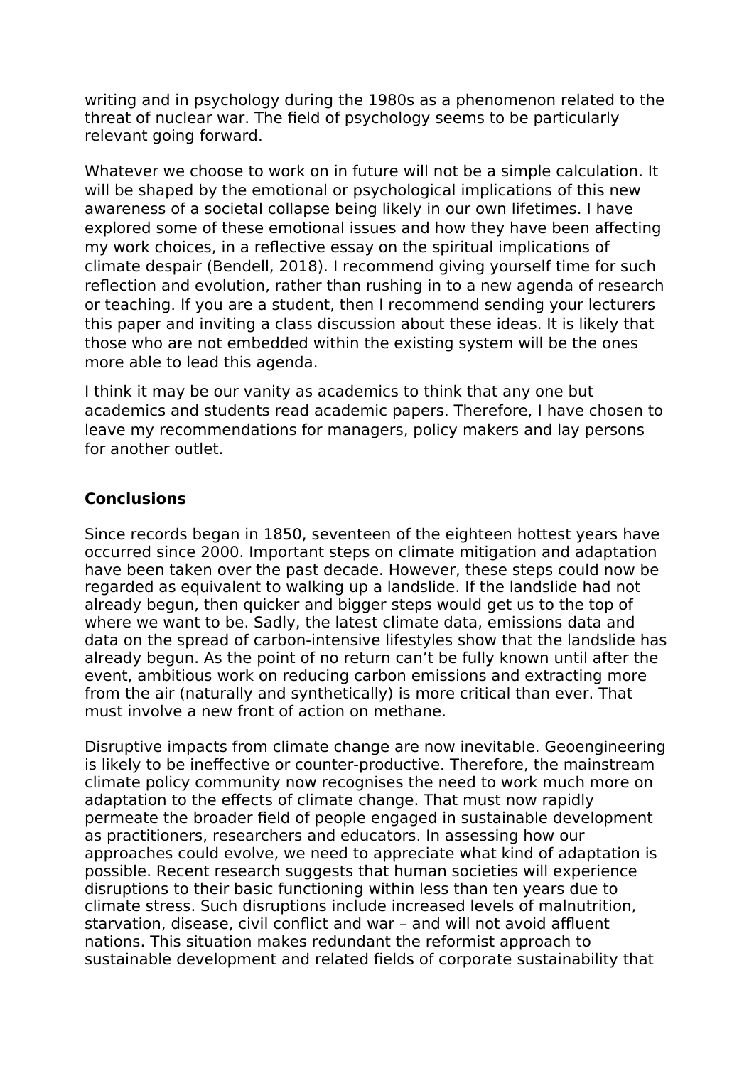writing and in psychology during the 1980s as a phenomenon related to the threat of nuclear war. The field of psychology seems to be particularly relevant going forward.

Whatever we choose to work on in future will not be a simple calculation. It will be shaped by the emotional or psychological implications of this new awareness of a societal collapse being likely in our own lifetimes. I have explored some of these emotional issues and how they have been affecting my work choices, in a reflective essay on the spiritual implications of climate despair (Bendell, 2018). I recommend giving yourself time for such reflection and evolution, rather than rushing in to a new agenda of research or teaching. If you are a student, then I recommend sending your lecturers this paper and inviting a class discussion about these ideas. It is likely that those who are not embedded within the existing system will be the ones more able to lead this agenda.

I think it may be our vanity as academics to think that any one but academics and students read academic papers. Therefore, I have chosen to leave my recommendations for managers, policy makers and lay persons for another outlet.

## Conclusions

Since records began in 1850, seventeen of the eighteen hottest years have occurred since 2000. Important steps on climate mitigation and adaptation have been taken over the past decade. However, these steps could now be regarded as equivalent to walking up a landslide. If the landslide had not already begun, then quicker and bigger steps would get us to the top of where we want to be. Sadly, the latest climate data, emissions data and data on the spread of carbon-intensive lifestyles show that the landslide has already begun. As the point of no return can't be fully known until after the event, ambitious work on reducing carbon emissions and extracting more from the air (naturally and synthetically) is more critical than ever. That must involve a new front of action on methane.

Disruptive impacts from climate change are now inevitable. Geoengineering is likely to be ineffective or counter-productive. Therefore, the mainstream climate policy community now recognises the need to work much more on adaptation to the effects of climate change. That must now rapidly permeate the broader field of people engaged in sustainable development as practitioners, researchers and educators. In assessing how our approaches could evolve, we need to appreciate what kind of adaptation is possible. Recent research suggests that human societies will experience disruptions to their basic functioning within less than ten years due to climate stress. Such disruptions include increased levels of malnutrition, starvation, disease, civil conflict and war – and will not avoid affluent nations. This situation makes redundant the reformist approach to sustainable development and related fields of corporate sustainability that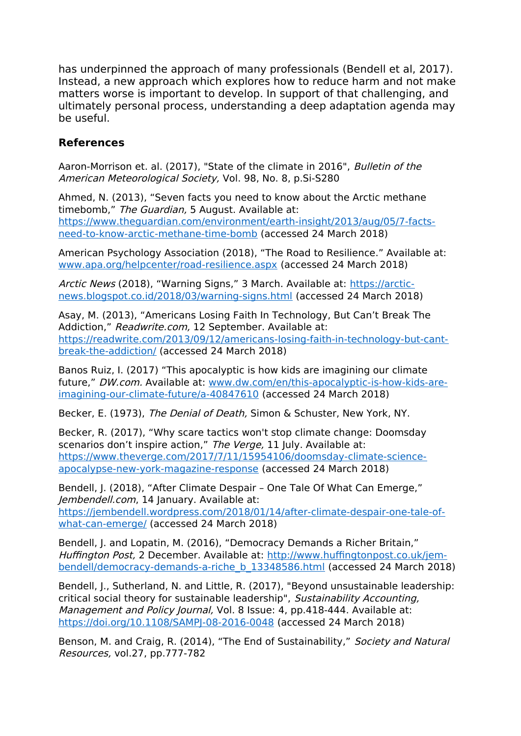has underpinned the approach of many professionals (Bendell et al, 2017). Instead, a new approach which explores how to reduce harm and not make matters worse is important to develop. In support of that challenging, and ultimately personal process, understanding a deep adaptation agenda may be useful.

### References

Aaron-Morrison et. al. (2017), "State of the climate in 2016", *Bulletin of the American Meteorological Society,* Vol. 98, No. 8, p.Si-S280

Ahmed, N. (2013), "Seven facts you need to know about the Arctic methane timebomb," *The Guardian,* 5 August. Available at: https://www.theguardian.com/environment/earth-insight/2013/aug/05/7-facts-need-to-know-arctic-methane-time-bomb (accessed 24 March 2018)

American Psychology Association (2018), "The Road to Resilience." Available at: www.apa.org/helpcenter/road-resilience.aspx (accessed 24 March 2018)

*Arctic News* (2018), "Warning Signs," 3 March. Available at: https://arctic-news.blogspot.co.id/2018/03/warning-signs.html (accessed 24 March 2018)

Asay, M. (2013), "Americans Losing Faith In Technology, But Can't Break The Addiction," *Readwrite.com,* 12 September. Available at: https://readwrite.com/2013/09/12/americans-losing-faith-in-technology-but-cant-break-the-addiction/ (accessed 24 March 2018)

Banos Ruiz, I. (2017) "This apocalyptic is how kids are imagining our climate future," *DW.com.* Available at: www.dw.com/en/this-apocalyptic-is-how-kids-are-imagining-our-climate-future/a-40847610 (accessed 24 March 2018)

Becker, E. (1973), *The Denial of Death,* Simon & Schuster, New York, NY.

Becker, R. (2017), "Why scare tactics won't stop climate change: Doomsday scenarios don't inspire action," *The Verge,* 11 July. Available at: https://www.theverge.com/2017/7/11/15954106/doomsday-climate-science-apocalypse-new-york-magazine-response (accessed 24 March 2018)

Bendell, J. (2018), "After Climate Despair – One Tale Of What Can Emerge," *Jembendell.com*, 14 January. Available at: https://jembendell.wordpress.com/2018/01/14/after-climate-despair-one-tale-of-what-can-emerge/ (accessed 24 March 2018)

Bendell, J. and Lopatin, M. (2016), "Democracy Demands a Richer Britain," *Huffington Post,* 2 December. Available at: http://www.huffingtonpost.co.uk/jem-bendell/democracy-demands-a-riche_b_13348586.html (accessed 24 March 2018)

Bendell, J., Sutherland, N. and Little, R. (2017), "Beyond unsustainable leadership: critical social theory for sustainable leadership", *Sustainability Accounting, Management and Policy Journal,* Vol. 8 Issue: 4, pp.418-444. Available at: https://doi.org/10.1108/SAMPJ-08-2016-0048 (accessed 24 March 2018)

Benson, M. and Craig, R. (2014), "The End of Sustainability," *Society and Natural Resources,* vol.27, pp.777-782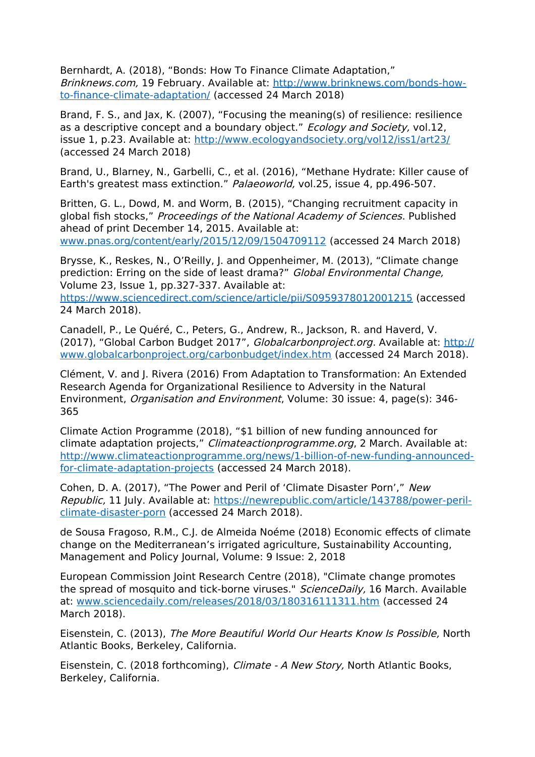Bernhardt, A. (2018), “Bonds: How To Finance Climate Adaptation,” *Brinknews.com,* 19 February. Available at: http://www.brinknews.com/bonds-how-to-finance-climate-adaptation/ (accessed 24 March 2018)

Brand, F. S., and Jax, K. (2007), “Focusing the meaning(s) of resilience: resilience as a descriptive concept and a boundary object.” *Ecology and Society,* vol.12, issue 1, p.23. Available at: http://www.ecologyandsociety.org/vol12/iss1/art23/ (accessed 24 March 2018)

Brand, U., Blarney, N., Garbelli, C., et al. (2016), “Methane Hydrate: Killer cause of Earth's greatest mass extinction.” *Palaeoworld,* vol.25, issue 4, pp.496-507.

Britten, G. L., Dowd, M. and Worm, B. (2015), “Changing recruitment capacity in global fish stocks,” *Proceedings of the National Academy of Sciences*. Published ahead of print December 14, 2015. Available at: www.pnas.org/content/early/2015/12/09/1504709112 (accessed 24 March 2018)

Brysse, K., Reskes, N., O’Reilly, J. and Oppenheimer, M. (2013), “Climate change prediction: Erring on the side of least drama?” *Global Environmental Change,* Volume 23, Issue 1, pp.327-337. Available at: https://www.sciencedirect.com/science/article/pii/S0959378012001215 (accessed 24 March 2018).

Canadell, P., Le Quéré, C., Peters, G., Andrew, R., Jackson, R. and Haverd, V. (2017), “Global Carbon Budget 2017”, *Globalcarbonproject.org*. Available at: http://www.globalcarbonproject.org/carbonbudget/index.htm (accessed 24 March 2018).

Clément, V. and J. Rivera (2016) From Adaptation to Transformation: An Extended Research Agenda for Organizational Resilience to Adversity in the Natural Environment, *Organisation and Environment*, Volume: 30 issue: 4, page(s): 346-365

Climate Action Programme (2018), “$1 billion of new funding announced for climate adaptation projects,” *Climateactionprogramme.org*, 2 March. Available at: http://www.climateactionprogramme.org/news/1-billion-of-new-funding-announced-for-climate-adaptation-projects (accessed 24 March 2018).

Cohen, D. A. (2017), “The Power and Peril of ‘Climate Disaster Porn’,” *New Republic,* 11 July. Available at: https://newrepublic.com/article/143788/power-peril-climate-disaster-porn (accessed 24 March 2018).

de Sousa Fragoso, R.M., C.J. de Almeida Noéme (2018) Economic effects of climate change on the Mediterranean’s irrigated agriculture, Sustainability Accounting, Management and Policy Journal, Volume: 9 Issue: 2, 2018

European Commission Joint Research Centre (2018), "Climate change promotes the spread of mosquito and tick-borne viruses." *ScienceDaily,* 16 March. Available at: www.sciencedaily.com/releases/2018/03/180316111311.htm (accessed 24 March 2018).

Eisenstein, C. (2013), *The More Beautiful World Our Hearts Know Is Possible,* North Atlantic Books, Berkeley, California.

Eisenstein, C. (2018 forthcoming), *Climate - A New Story,* North Atlantic Books, Berkeley, California.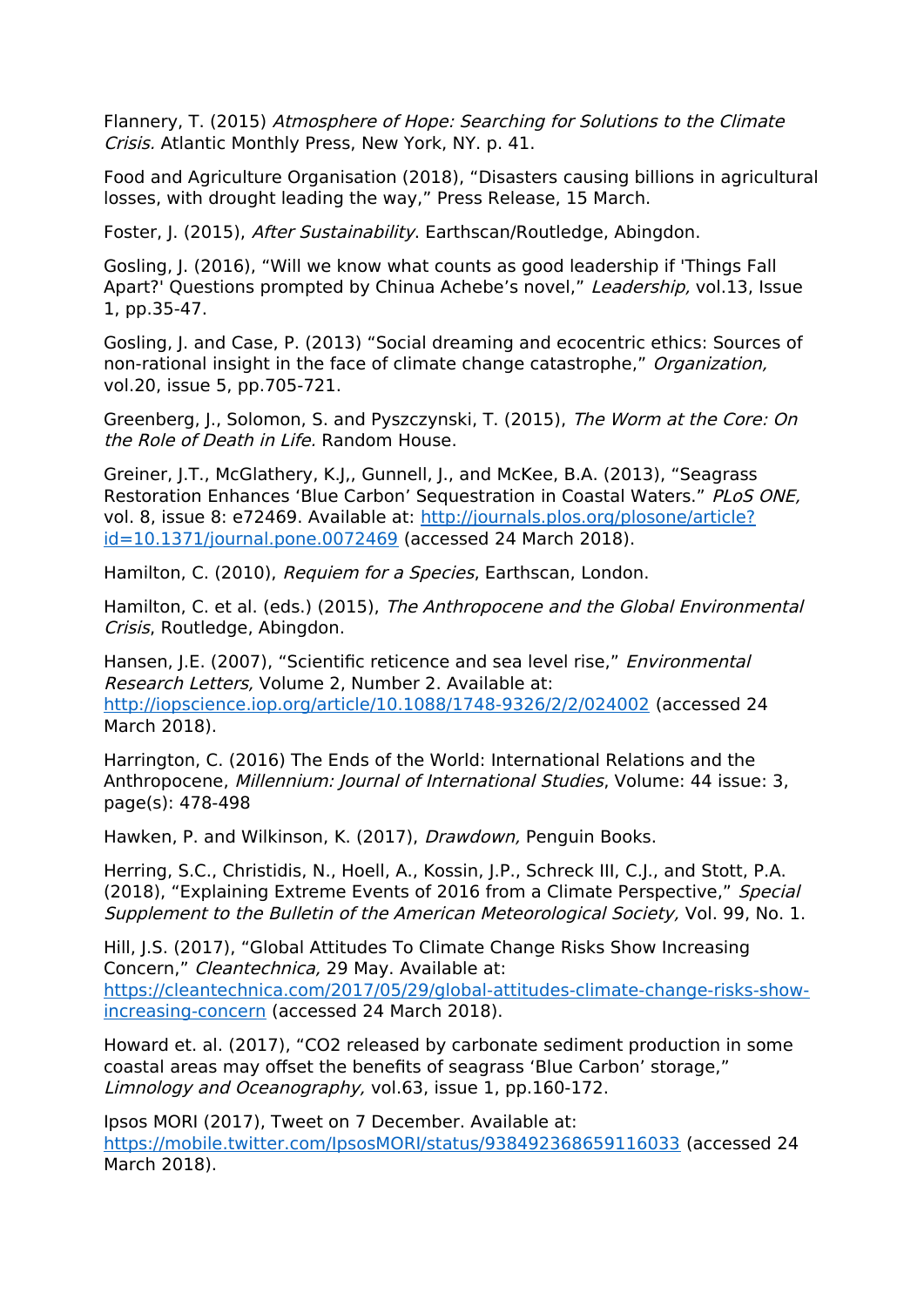Flannery, T. (2015) *Atmosphere of Hope: Searching for Solutions to the Climate Crisis.* Atlantic Monthly Press, New York, NY. p. 41.

Food and Agriculture Organisation (2018), "Disasters causing billions in agricultural losses, with drought leading the way," Press Release, 15 March.

Foster, J. (2015), *After Sustainability*. Earthscan/Routledge, Abingdon.

Gosling, J. (2016), "Will we know what counts as good leadership if 'Things Fall Apart?' Questions prompted by Chinua Achebe's novel," *Leadership,* vol.13, Issue 1, pp.35-47.

Gosling, J. and Case, P. (2013) "Social dreaming and ecocentric ethics: Sources of non-rational insight in the face of climate change catastrophe," *Organization,* vol.20, issue 5, pp.705-721.

Greenberg, J., Solomon, S. and Pyszczynski, T. (2015), *The Worm at the Core: On the Role of Death in Life.* Random House.

Greiner, J.T., McGlathery, K.J,, Gunnell, J., and McKee, B.A. (2013), "Seagrass Restoration Enhances 'Blue Carbon' Sequestration in Coastal Waters." *PLoS ONE,* vol. 8, issue 8: e72469. Available at: http://journals.plos.org/plosone/article?id=10.1371/journal.pone.0072469 (accessed 24 March 2018).

Hamilton, C. (2010), *Requiem for a Species*, Earthscan, London.

Hamilton, C. et al. (eds.) (2015), *The Anthropocene and the Global Environmental Crisis*, Routledge, Abingdon.

Hansen, J.E. (2007), "Scientific reticence and sea level rise," *Environmental Research Letters,* Volume 2, Number 2. Available at: http://iopscience.iop.org/article/10.1088/1748-9326/2/2/024002 (accessed 24 March 2018).

Harrington, C. (2016) The Ends of the World: International Relations and the Anthropocene, *Millennium: Journal of International Studies*, Volume: 44 issue: 3, page(s): 478-498

Hawken, P. and Wilkinson, K. (2017), *Drawdown,* Penguin Books.

Herring, S.C., Christidis, N., Hoell, A., Kossin, J.P., Schreck III, C.J., and Stott, P.A. (2018), "Explaining Extreme Events of 2016 from a Climate Perspective," *Special Supplement to the Bulletin of the American Meteorological Society,* Vol. 99, No. 1.

Hill, J.S. (2017), "Global Attitudes To Climate Change Risks Show Increasing Concern," *Cleantechnica,* 29 May. Available at: https://cleantechnica.com/2017/05/29/global-attitudes-climate-change-risks-show-increasing-concern (accessed 24 March 2018).

Howard et. al. (2017), "CO2 released by carbonate sediment production in some coastal areas may offset the benefits of seagrass 'Blue Carbon' storage," *Limnology and Oceanography,* vol.63, issue 1, pp.160-172.

Ipsos MORI (2017), Tweet on 7 December. Available at: https://mobile.twitter.com/IpsosMORI/status/938492368659116033 (accessed 24 March 2018).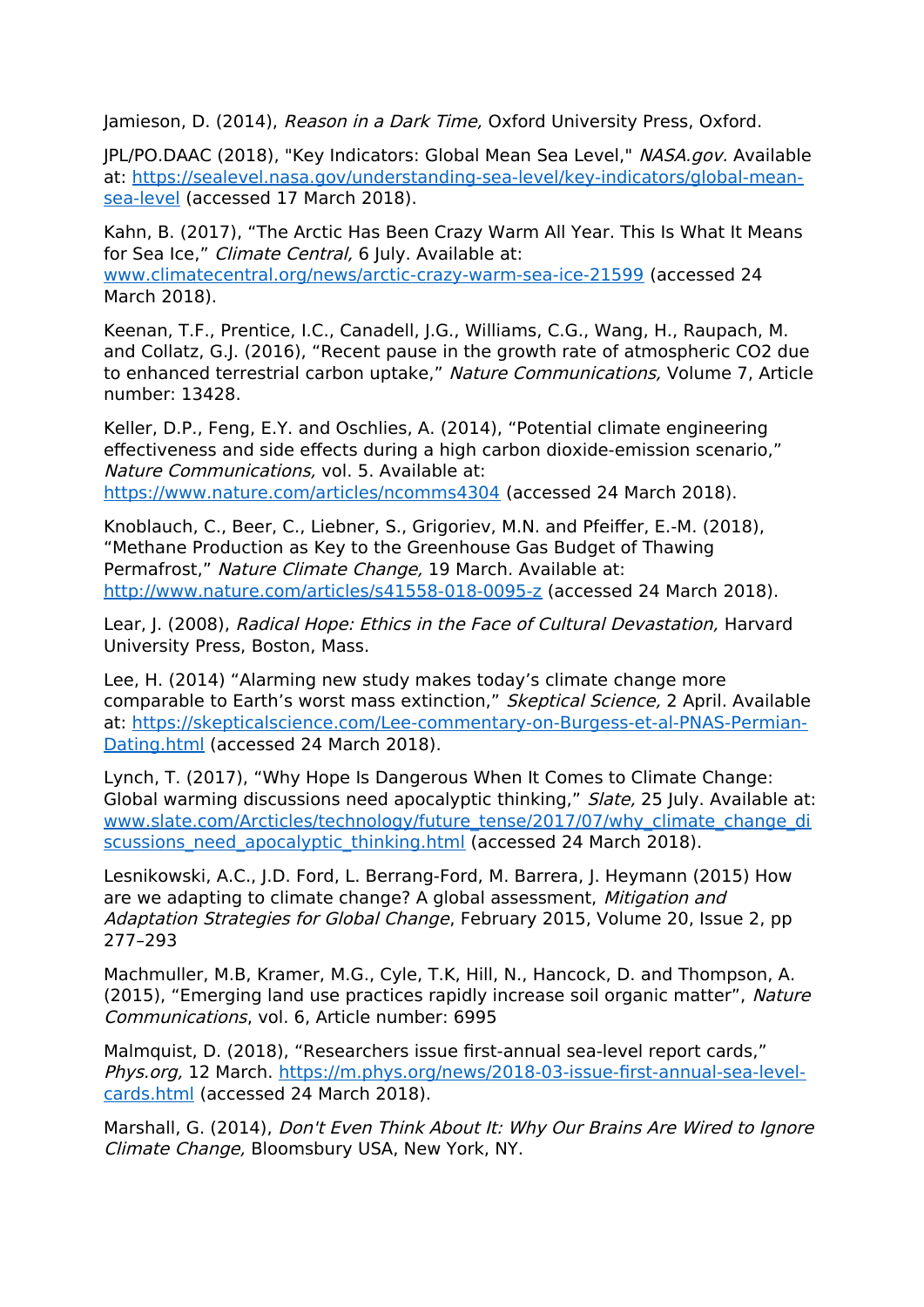Jamieson, D. (2014), *Reason in a Dark Time,* Oxford University Press, Oxford.

JPL/PO.DAAC (2018), "Key Indicators: Global Mean Sea Level," *NASA.gov.* Available at: https://sealevel.nasa.gov/understanding-sea-level/key-indicators/global-mean-sea-level (accessed 17 March 2018).

Kahn, B. (2017), "The Arctic Has Been Crazy Warm All Year. This Is What It Means for Sea Ice," *Climate Central,* 6 July. Available at: www.climatecentral.org/news/arctic-crazy-warm-sea-ice-21599 (accessed 24 March 2018).

Keenan, T.F., Prentice, I.C., Canadell, J.G., Williams, C.G., Wang, H., Raupach, M. and Collatz, G.J. (2016), "Recent pause in the growth rate of atmospheric CO2 due to enhanced terrestrial carbon uptake," *Nature Communications,* Volume 7, Article number: 13428.

Keller, D.P., Feng, E.Y. and Oschlies, A. (2014), "Potential climate engineering effectiveness and side effects during a high carbon dioxide-emission scenario," *Nature Communications,* vol. 5. Available at: https://www.nature.com/articles/ncomms4304 (accessed 24 March 2018).

Knoblauch, C., Beer, C., Liebner, S., Grigoriev, M.N. and Pfeiffer, E.-M. (2018), "Methane Production as Key to the Greenhouse Gas Budget of Thawing Permafrost," *Nature Climate Change,* 19 March. Available at: http://www.nature.com/articles/s41558-018-0095-z (accessed 24 March 2018).

Lear, J. (2008), *Radical Hope: Ethics in the Face of Cultural Devastation,* Harvard University Press, Boston, Mass.

Lee, H. (2014) "Alarming new study makes today's climate change more comparable to Earth's worst mass extinction," *Skeptical Science,* 2 April. Available at: https://skepticalscience.com/Lee-commentary-on-Burgess-et-al-PNAS-Permian-Dating.html (accessed 24 March 2018).

Lynch, T. (2017), "Why Hope Is Dangerous When It Comes to Climate Change: Global warming discussions need apocalyptic thinking," *Slate,* 25 July. Available at: www.slate.com/Arcticles/technology/future_tense/2017/07/why_climate_change_discussions_need_apocalyptic_thinking.html (accessed 24 March 2018).

Lesnikowski, A.C., J.D. Ford, L. Berrang-Ford, M. Barrera, J. Heymann (2015) How are we adapting to climate change? A global assessment, *Mitigation and Adaptation Strategies for Global Change*, February 2015, Volume 20, Issue 2, pp 277–293

Machmuller, M.B, Kramer, M.G., Cyle, T.K, Hill, N., Hancock, D. and Thompson, A. (2015), "Emerging land use practices rapidly increase soil organic matter", *Nature Communications*, vol. 6, Article number: 6995

Malmquist, D. (2018), "Researchers issue first-annual sea-level report cards," *Phys.org,* 12 March. https://m.phys.org/news/2018-03-issue-first-annual-sea-level-cards.html (accessed 24 March 2018).

Marshall, G. (2014), *Don't Even Think About It: Why Our Brains Are Wired to Ignore Climate Change,* Bloomsbury USA, New York, NY.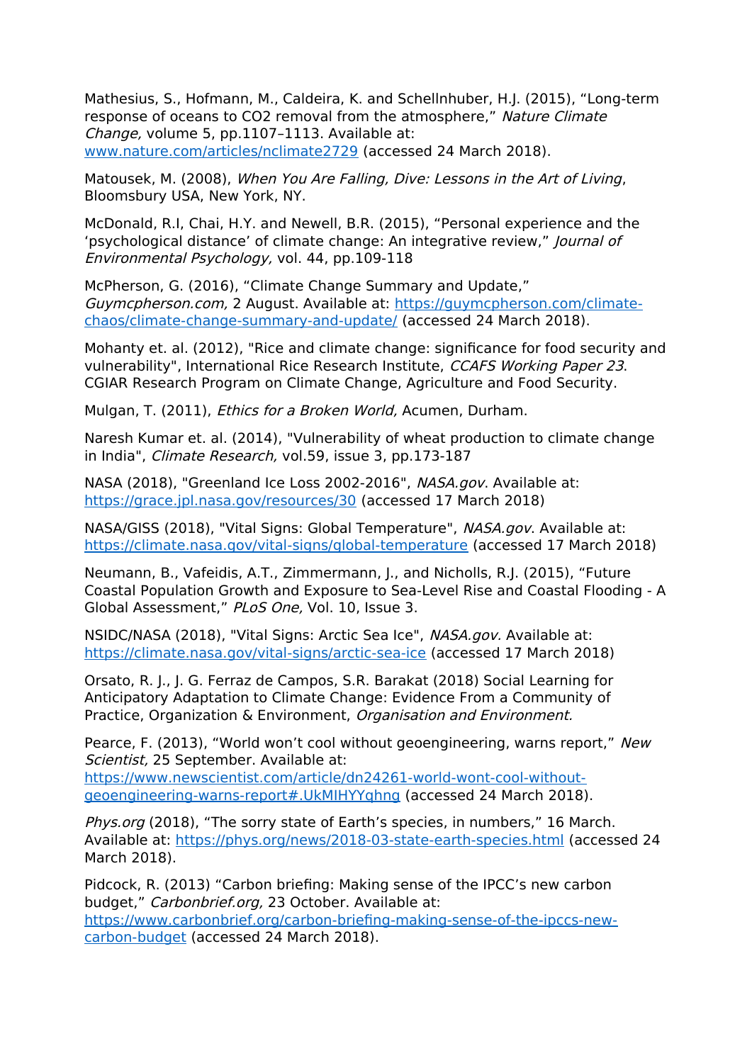Mathesius, S., Hofmann, M., Caldeira, K. and Schellnhuber, H.J. (2015), “Long-term response of oceans to CO2 removal from the atmosphere,” *Nature Climate Change,* volume 5, pp.1107–1113. Available at: [www.nature.com/articles/nclimate2729](www.nature.com/articles/nclimate2729) (accessed 24 March 2018).

Matousek, M. (2008), *When You Are Falling, Dive: Lessons in the Art of Living*, Bloomsbury USA, New York, NY.

McDonald, R.I, Chai, H.Y. and Newell, B.R. (2015), “Personal experience and the ‘psychological distance’ of climate change: An integrative review,” *Journal of Environmental Psychology,* vol. 44, pp.109-118

McPherson, G. (2016), “Climate Change Summary and Update,” *Guymcpherson.com,* 2 August. Available at: [https://guymcpherson.com/climate-chaos/climate-change-summary-and-update/](https://guymcpherson.com/climate-chaos/climate-change-summary-and-update/) (accessed 24 March 2018).

Mohanty et. al. (2012), "Rice and climate change: significance for food security and vulnerability", International Rice Research Institute, *CCAFS Working Paper 23*. CGIAR Research Program on Climate Change, Agriculture and Food Security.

Mulgan, T. (2011), *Ethics for a Broken World,* Acumen, Durham.

Naresh Kumar et. al. (2014), "Vulnerability of wheat production to climate change in India", *Climate Research,* vol.59, issue 3, pp.173-187

NASA (2018), "Greenland Ice Loss 2002-2016", *NASA.gov*. Available at: [https://grace.jpl.nasa.gov/resources/30](https://grace.jpl.nasa.gov/resources/30) (accessed 17 March 2018)

NASA/GISS (2018), "Vital Signs: Global Temperature", *NASA.gov*. Available at: [https://climate.nasa.gov/vital-signs/global-temperature](https://climate.nasa.gov/vital-signs/global-temperature) (accessed 17 March 2018)

Neumann, B., Vafeidis, A.T., Zimmermann, J., and Nicholls, R.J. (2015), “Future Coastal Population Growth and Exposure to Sea-Level Rise and Coastal Flooding - A Global Assessment,” *PLoS One,* Vol. 10, Issue 3.

NSIDC/NASA (2018), "Vital Signs: Arctic Sea Ice", *NASA.gov.* Available at: [https://climate.nasa.gov/vital-signs/arctic-sea-ice](https://climate.nasa.gov/vital-signs/arctic-sea-ice) (accessed 17 March 2018)

Orsato, R. J., J. G. Ferraz de Campos, S.R. Barakat (2018) Social Learning for Anticipatory Adaptation to Climate Change: Evidence From a Community of Practice, Organization & Environment, *Organisation and Environment.*

Pearce, F. (2013), “World won’t cool without geoengineering, warns report,” *New Scientist,* 25 September. Available at: [https://www.newscientist.com/article/dn24261-world-wont-cool-without-geoengineering-warns-report#.UkMIHYYqhng](https://www.newscientist.com/article/dn24261-world-wont-cool-without-geoengineering-warns-report#.UkMIHYYqhng) (accessed 24 March 2018).

*Phys.org* (2018), “The sorry state of Earth’s species, in numbers,” 16 March. Available at: [https://phys.org/news/2018-03-state-earth-species.html](https://phys.org/news/2018-03-state-earth-species.html) (accessed 24 March 2018).

Pidcock, R. (2013) “Carbon briefing: Making sense of the IPCC’s new carbon budget,” *Carbonbrief.org,* 23 October. Available at: [https://www.carbonbrief.org/carbon-briefing-making-sense-of-the-ipccs-new-carbon-budget](https://www.carbonbrief.org/carbon-briefing-making-sense-of-the-ipccs-new-carbon-budget) (accessed 24 March 2018).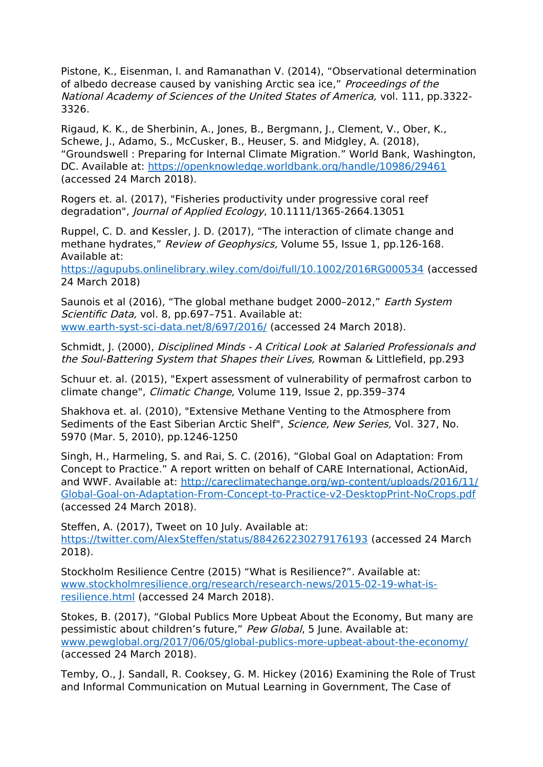Pistone, K., Eisenman, I. and Ramanathan V. (2014), "Observational determination of albedo decrease caused by vanishing Arctic sea ice," *Proceedings of the National Academy of Sciences of the United States of America,* vol. 111, pp.3322-3326.

Rigaud, K. K., de Sherbinin, A., Jones, B., Bergmann, J., Clement, V., Ober, K., Schewe, J., Adamo, S., McCusker, B., Heuser, S. and Midgley, A. (2018), "Groundswell : Preparing for Internal Climate Migration." World Bank, Washington, DC. Available at: [https://openknowledge.worldbank.org/handle/10986/29461](https://openknowledge.worldbank.org/handle/10986/29461) (accessed 24 March 2018).

Rogers et. al. (2017), "Fisheries productivity under progressive coral reef degradation", *Journal of Applied Ecology*, 10.1111/1365-2664.13051

Ruppel, C. D. and Kessler, J. D. (2017), "The interaction of climate change and methane hydrates," *Review of Geophysics,* Volume 55, Issue 1, pp.126-168. Available at: [https://agupubs.onlinelibrary.wiley.com/doi/full/10.1002/2016RG000534](https://agupubs.onlinelibrary.wiley.com/doi/full/10.1002/2016RG000534) (accessed 24 March 2018)

Saunois et al (2016), "The global methane budget 2000–2012," *Earth System Scientific Data,* vol. 8, pp.697–751. Available at: [www.earth-syst-sci-data.net/8/697/2016/](www.earth-syst-sci-data.net/8/697/2016/) (accessed 24 March 2018).

Schmidt, J. (2000), *Disciplined Minds - A Critical Look at Salaried Professionals and the Soul-Battering System that Shapes their Lives,* Rowman & Littlefield, pp.293

Schuur et. al. (2015), "Expert assessment of vulnerability of permafrost carbon to climate change", *Climatic Change,* Volume 119, Issue 2, pp.359–374

Shakhova et. al. (2010), "Extensive Methane Venting to the Atmosphere from Sediments of the East Siberian Arctic Shelf", *Science, New Series,* Vol. 327, No. 5970 (Mar. 5, 2010), pp.1246-1250

Singh, H., Harmeling, S. and Rai, S. C. (2016), "Global Goal on Adaptation: From Concept to Practice." A report written on behalf of CARE International, ActionAid, and WWF. Available at: [http://careclimatechange.org/wp-content/uploads/2016/11/Global-Goal-on-Adaptation-From-Concept-to-Practice-v2-DesktopPrint-NoCrops.pdf](http://careclimatechange.org/wp-content/uploads/2016/11/Global-Goal-on-Adaptation-From-Concept-to-Practice-v2-DesktopPrint-NoCrops.pdf) (accessed 24 March 2018).

Steffen, A. (2017), Tweet on 10 July. Available at: [https://twitter.com/AlexSteffen/status/884262230279176193](https://twitter.com/AlexSteffen/status/884262230279176193) (accessed 24 March 2018).

Stockholm Resilience Centre (2015) "What is Resilience?". Available at: [www.stockholmresilience.org/research/research-news/2015-02-19-what-is-resilience.html](www.stockholmresilience.org/research/research-news/2015-02-19-what-is-resilience.html) (accessed 24 March 2018).

Stokes, B. (2017), "Global Publics More Upbeat About the Economy, But many are pessimistic about children's future," *Pew Global*, 5 June. Available at: [www.pewglobal.org/2017/06/05/global-publics-more-upbeat-about-the-economy/](www.pewglobal.org/2017/06/05/global-publics-more-upbeat-about-the-economy/) (accessed 24 March 2018).

Temby, O., J. Sandall, R. Cooksey, G. M. Hickey (2016) Examining the Role of Trust and Informal Communication on Mutual Learning in Government, The Case of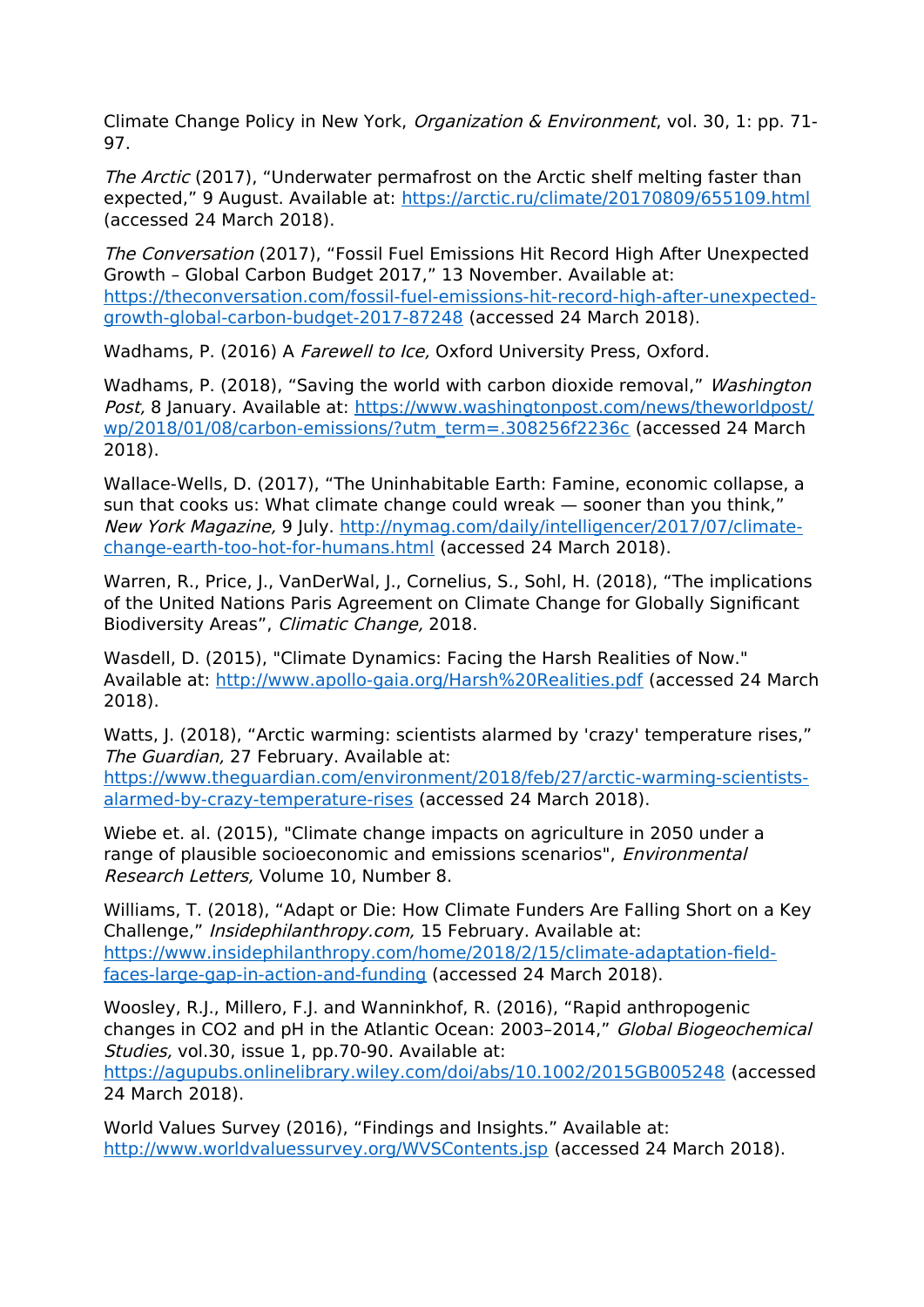Climate Change Policy in New York, *Organization & Environment*, vol. 30, 1: pp. 71-97.

*The Arctic* (2017), “Underwater permafrost on the Arctic shelf melting faster than expected,” 9 August. Available at: https://arctic.ru/climate/20170809/655109.html (accessed 24 March 2018).

*The Conversation* (2017), “Fossil Fuel Emissions Hit Record High After Unexpected Growth – Global Carbon Budget 2017,” 13 November. Available at: https://theconversation.com/fossil-fuel-emissions-hit-record-high-after-unexpected-growth-global-carbon-budget-2017-87248 (accessed 24 March 2018).

Wadhams, P. (2016) A *Farewell to Ice,* Oxford University Press, Oxford.

Wadhams, P. (2018), “Saving the world with carbon dioxide removal,” *Washington Post,* 8 January. Available at: https://www.washingtonpost.com/news/theworldpost/wp/2018/01/08/carbon-emissions/?utm_term=.308256f2236c (accessed 24 March 2018).

Wallace-Wells, D. (2017), “The Uninhabitable Earth: Famine, economic collapse, a sun that cooks us: What climate change could wreak — sooner than you think,” *New York Magazine,* 9 July. http://nymag.com/daily/intelligencer/2017/07/climate-change-earth-too-hot-for-humans.html (accessed 24 March 2018).

Warren, R., Price, J., VanDerWal, J., Cornelius, S., Sohl, H. (2018), “The implications of the United Nations Paris Agreement on Climate Change for Globally Significant Biodiversity Areas”, *Climatic Change,* 2018.

Wasdell, D. (2015), "Climate Dynamics: Facing the Harsh Realities of Now." Available at: http://www.apollo-gaia.org/Harsh%20Realities.pdf (accessed 24 March 2018).

Watts, J. (2018), “Arctic warming: scientists alarmed by 'crazy' temperature rises,” *The Guardian,* 27 February. Available at: https://www.theguardian.com/environment/2018/feb/27/arctic-warming-scientists-alarmed-by-crazy-temperature-rises (accessed 24 March 2018).

Wiebe et. al. (2015), "Climate change impacts on agriculture in 2050 under a range of plausible socioeconomic and emissions scenarios", *Environmental Research Letters,* Volume 10, Number 8.

Williams, T. (2018), “Adapt or Die: How Climate Funders Are Falling Short on a Key Challenge,” *Insidephilanthropy.com,* 15 February. Available at: https://www.insidephilanthropy.com/home/2018/2/15/climate-adaptation-field-faces-large-gap-in-action-and-funding (accessed 24 March 2018).

Woosley, R.J., Millero, F.J. and Wanninkhof, R. (2016), “Rapid anthropogenic changes in CO2 and pH in the Atlantic Ocean: 2003–2014,” *Global Biogeochemical Studies,* vol.30, issue 1, pp.70-90. Available at: https://agupubs.onlinelibrary.wiley.com/doi/abs/10.1002/2015GB005248 (accessed 24 March 2018).

World Values Survey (2016), “Findings and Insights.” Available at: http://www.worldvaluessurvey.org/WVSContents.jsp (accessed 24 March 2018).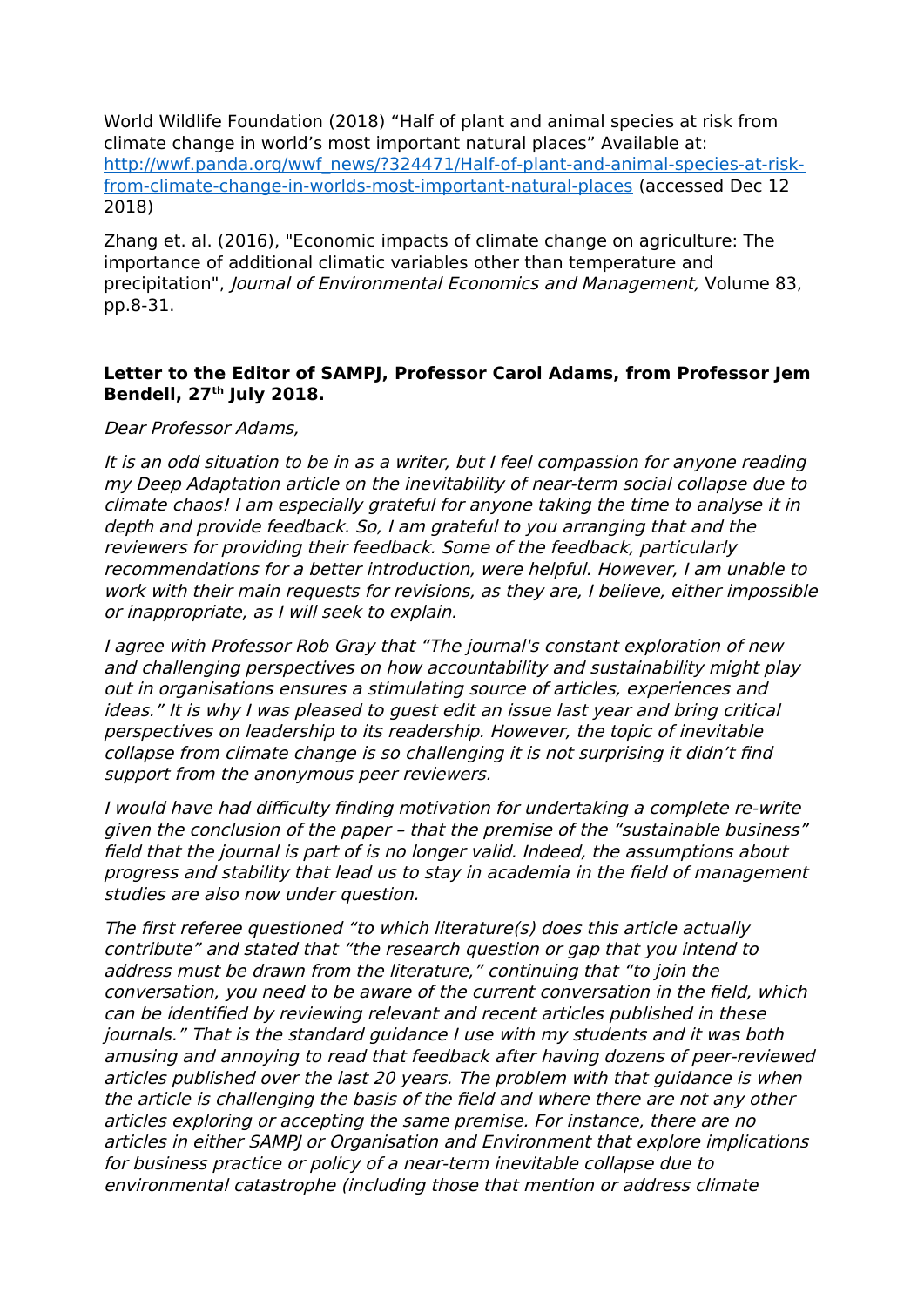World Wildlife Foundation (2018) "Half of plant and animal species at risk from climate change in world's most important natural places" Available at: [http://wwf.panda.org/wwf_news/?324471/Half-of-plant-and-animal-species-at-risk-from-climate-change-in-worlds-most-important-natural-places](http://wwf.panda.org/wwf_news/?324471/Half-of-plant-and-animal-species-at-risk-from-climate-change-in-worlds-most-important-natural-places) (accessed Dec 12 2018)

Zhang et. al. (2016), "Economic impacts of climate change on agriculture: The importance of additional climatic variables other than temperature and precipitation", *Journal of Environmental Economics and Management,* Volume 83, pp.8-31.

**Letter to the Editor of SAMPJ, Professor Carol Adams, from Professor Jem Bendell, 27th July 2018.**

*Dear Professor Adams,*

*It is an odd situation to be in as a writer, but I feel compassion for anyone reading my Deep Adaptation article on the inevitability of near-term social collapse due to climate chaos! I am especially grateful for anyone taking the time to analyse it in depth and provide feedback. So, I am grateful to you arranging that and the reviewers for providing their feedback. Some of the feedback, particularly recommendations for a better introduction, were helpful. However, I am unable to work with their main requests for revisions, as they are, I believe, either impossible or inappropriate, as I will seek to explain.*

*I agree with Professor Rob Gray that "The journal's constant exploration of new and challenging perspectives on how accountability and sustainability might play out in organisations ensures a stimulating source of articles, experiences and ideas." It is why I was pleased to guest edit an issue last year and bring critical perspectives on leadership to its readership. However, the topic of inevitable collapse from climate change is so challenging it is not surprising it didn't find support from the anonymous peer reviewers.*

*I would have had difficulty finding motivation for undertaking a complete re-write given the conclusion of the paper – that the premise of the "sustainable business" field that the journal is part of is no longer valid. Indeed, the assumptions about progress and stability that lead us to stay in academia in the field of management studies are also now under question.*

*The first referee questioned "to which literature(s) does this article actually contribute" and stated that "the research question or gap that you intend to address must be drawn from the literature," continuing that "to join the conversation, you need to be aware of the current conversation in the field, which can be identified by reviewing relevant and recent articles published in these journals." That is the standard guidance I use with my students and it was both amusing and annoying to read that feedback after having dozens of peer-reviewed articles published over the last 20 years. The problem with that guidance is when the article is challenging the basis of the field and where there are not any other articles exploring or accepting the same premise. For instance, there are no articles in either SAMPJ or Organisation and Environment that explore implications for business practice or policy of a near-term inevitable collapse due to environmental catastrophe (including those that mention or address climate*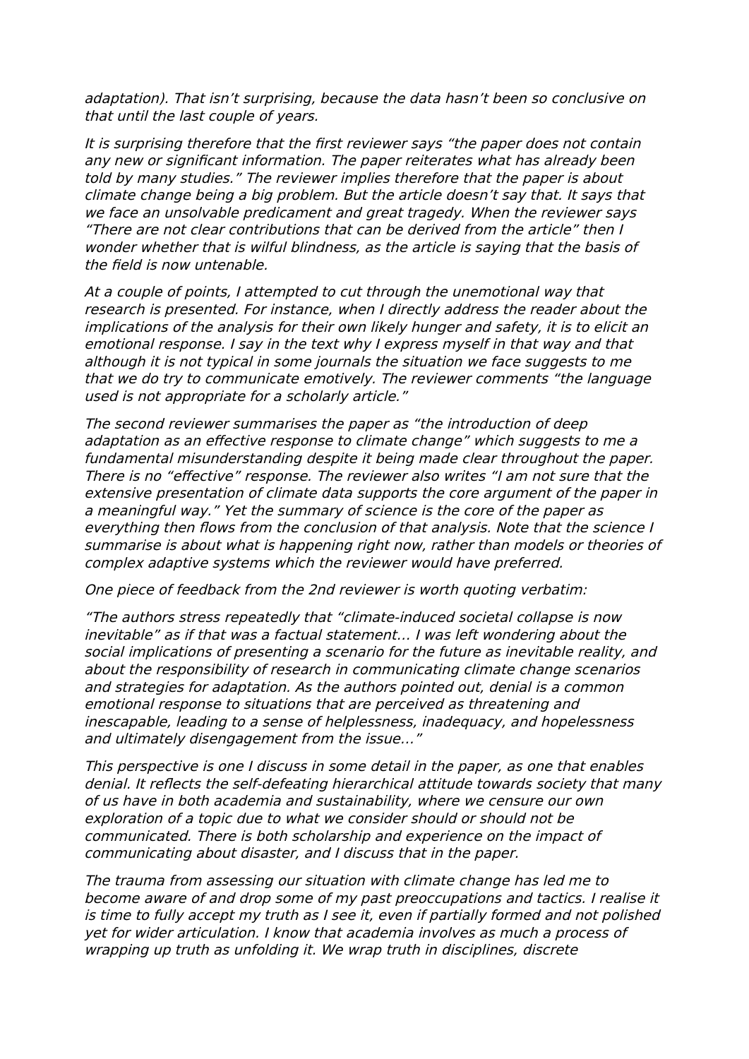*adaptation). That isn't surprising, because the data hasn't been so conclusive on that until the last couple of years.*

*It is surprising therefore that the first reviewer says "the paper does not contain any new or significant information. The paper reiterates what has already been told by many studies." The reviewer implies therefore that the paper is about climate change being a big problem. But the article doesn't say that. It says that we face an unsolvable predicament and great tragedy. When the reviewer says "There are not clear contributions that can be derived from the article" then I wonder whether that is wilful blindness, as the article is saying that the basis of the field is now untenable.*

*At a couple of points, I attempted to cut through the unemotional way that research is presented. For instance, when I directly address the reader about the implications of the analysis for their own likely hunger and safety, it is to elicit an emotional response. I say in the text why I express myself in that way and that although it is not typical in some journals the situation we face suggests to me that we do try to communicate emotively. The reviewer comments "the language used is not appropriate for a scholarly article."*

*The second reviewer summarises the paper as "the introduction of deep adaptation as an effective response to climate change" which suggests to me a fundamental misunderstanding despite it being made clear throughout the paper. There is no "effective" response. The reviewer also writes "I am not sure that the extensive presentation of climate data supports the core argument of the paper in a meaningful way." Yet the summary of science is the core of the paper as everything then flows from the conclusion of that analysis. Note that the science I summarise is about what is happening right now, rather than models or theories of complex adaptive systems which the reviewer would have preferred.*

*One piece of feedback from the 2nd reviewer is worth quoting verbatim:*

*"The authors stress repeatedly that "climate-induced societal collapse is now inevitable" as if that was a factual statement... I was left wondering about the social implications of presenting a scenario for the future as inevitable reality, and about the responsibility of research in communicating climate change scenarios and strategies for adaptation. As the authors pointed out, denial is a common emotional response to situations that are perceived as threatening and inescapable, leading to a sense of helplessness, inadequacy, and hopelessness and ultimately disengagement from the issue..."*

*This perspective is one I discuss in some detail in the paper, as one that enables denial. It reflects the self-defeating hierarchical attitude towards society that many of us have in both academia and sustainability, where we censure our own exploration of a topic due to what we consider should or should not be communicated. There is both scholarship and experience on the impact of communicating about disaster, and I discuss that in the paper.*

*The trauma from assessing our situation with climate change has led me to become aware of and drop some of my past preoccupations and tactics. I realise it is time to fully accept my truth as I see it, even if partially formed and not polished yet for wider articulation. I know that academia involves as much a process of wrapping up truth as unfolding it. We wrap truth in disciplines, discrete*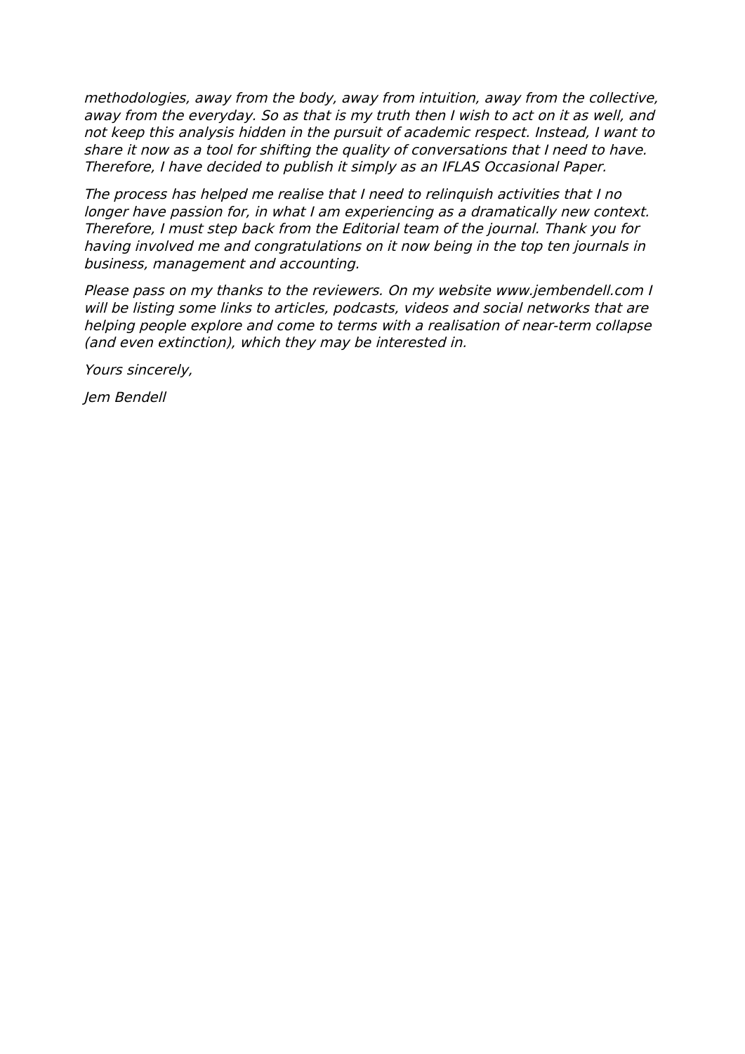*methodologies, away from the body, away from intuition, away from the collective, away from the everyday. So as that is my truth then I wish to act on it as well, and not keep this analysis hidden in the pursuit of academic respect. Instead, I want to share it now as a tool for shifting the quality of conversations that I need to have. Therefore, I have decided to publish it simply as an IFLAS Occasional Paper.*

*The process has helped me realise that I need to relinquish activities that I no longer have passion for, in what I am experiencing as a dramatically new context. Therefore, I must step back from the Editorial team of the journal. Thank you for having involved me and congratulations on it now being in the top ten journals in business, management and accounting.*

*Please pass on my thanks to the reviewers. On my website www.jembendell.com I will be listing some links to articles, podcasts, videos and social networks that are helping people explore and come to terms with a realisation of near-term collapse (and even extinction), which they may be interested in.*

*Yours sincerely,*

*Jem Bendell*